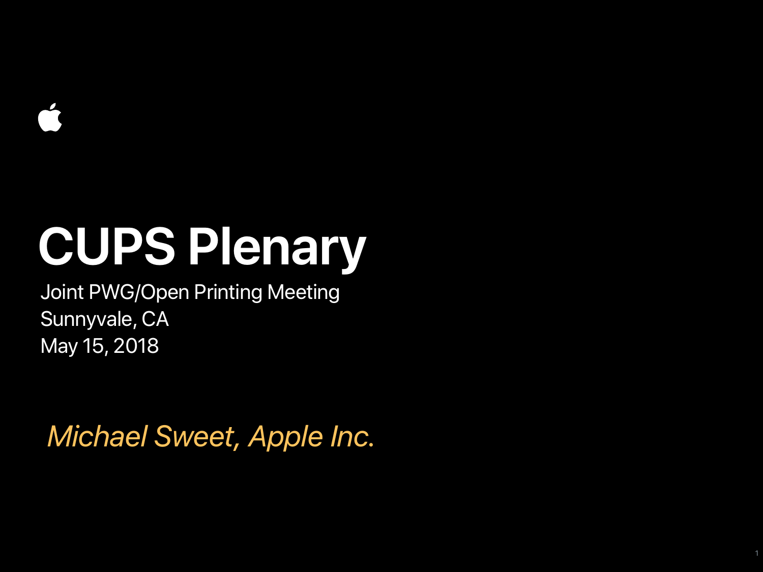# CUPS Plenary

Joint PWG/Open Printing Meeting
Sunnyvale, CA
May 15, 2018

*Michael Sweet, Apple Inc.*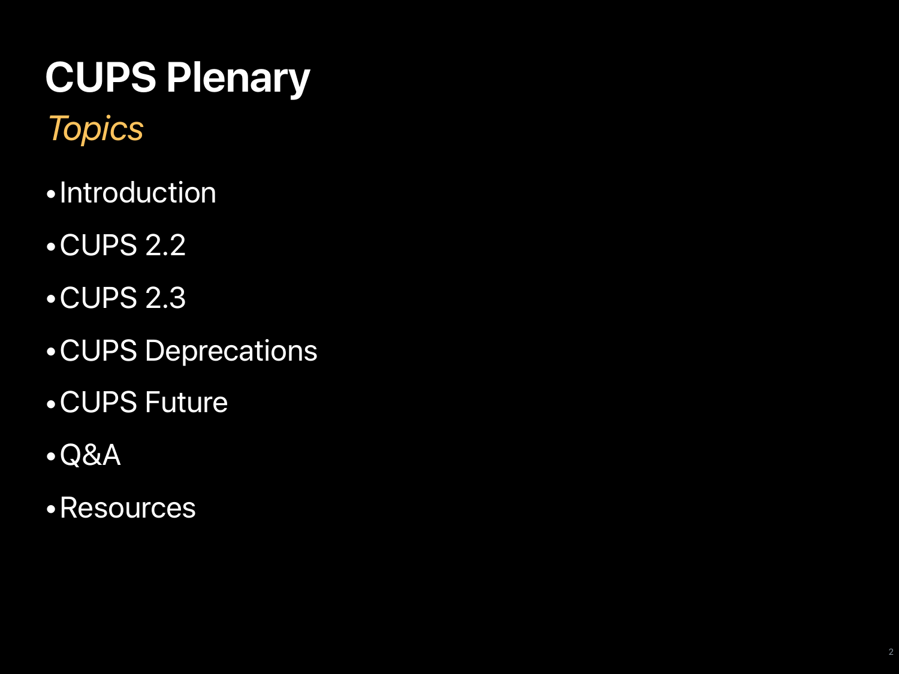# CUPS Plenary

*Topics*

- Introduction
- CUPS 2.2
- CUPS 2.3
- CUPS Deprecations
- CUPS Future
- Q&A
- Resources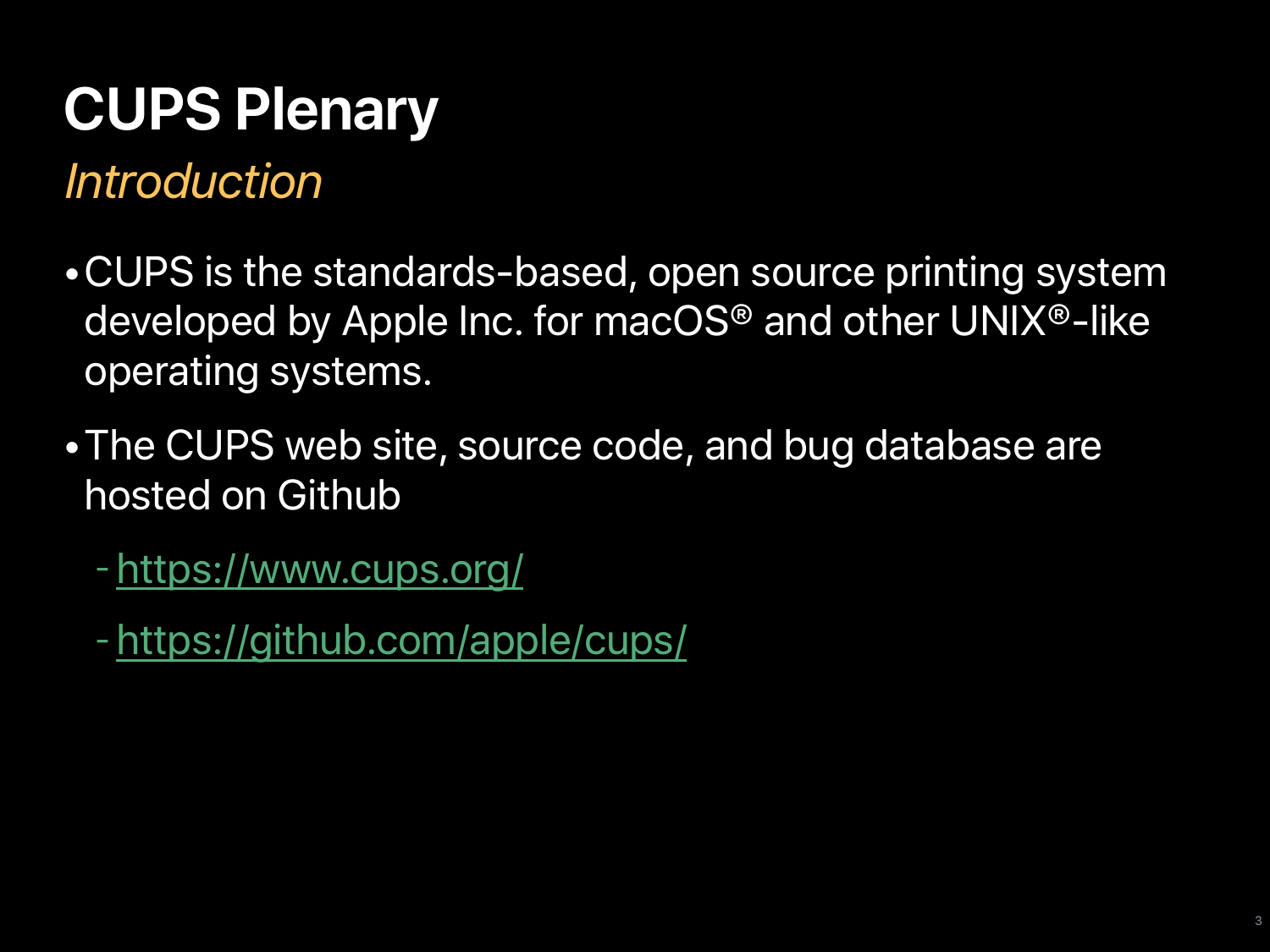# CUPS Plenary

## *Introduction*

- CUPS is the standards-based, open source printing system developed by Apple Inc. for macOS® and other UNIX®-like operating systems.
- The CUPS web site, source code, and bug database are hosted on Github
  - https://www.cups.org/
  - https://github.com/apple/cups/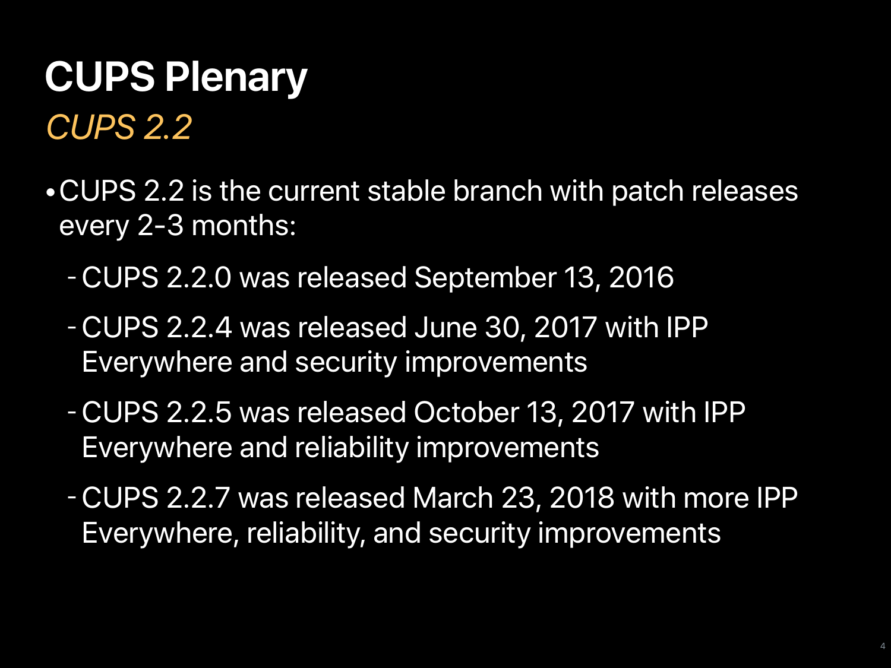# CUPS Plenary

## *CUPS 2.2*

- CUPS 2.2 is the current stable branch with patch releases every 2-3 months:
  - CUPS 2.2.0 was released September 13, 2016
  - CUPS 2.2.4 was released June 30, 2017 with IPP Everywhere and security improvements
  - CUPS 2.2.5 was released October 13, 2017 with IPP Everywhere and reliability improvements
  - CUPS 2.2.7 was released March 23, 2018 with more IPP Everywhere, reliability, and security improvements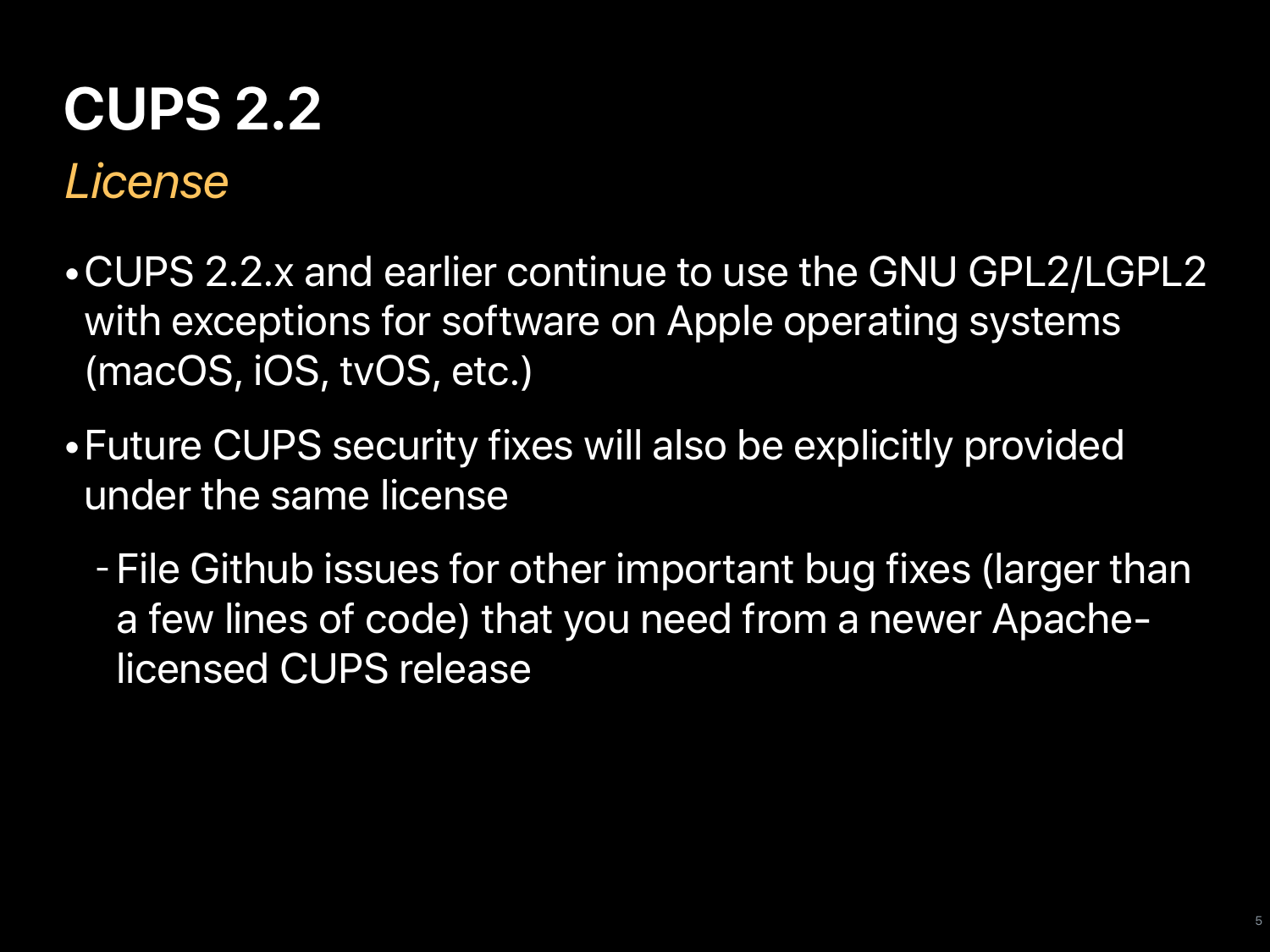# CUPS 2.2

*License*

- CUPS 2.2.x and earlier continue to use the GNU GPL2/LGPL2 with exceptions for software on Apple operating systems (macOS, iOS, tvOS, etc.)
- Future CUPS security fixes will also be explicitly provided under the same license
  - File Github issues for other important bug fixes (larger than a few lines of code) that you need from a newer Apache-licensed CUPS release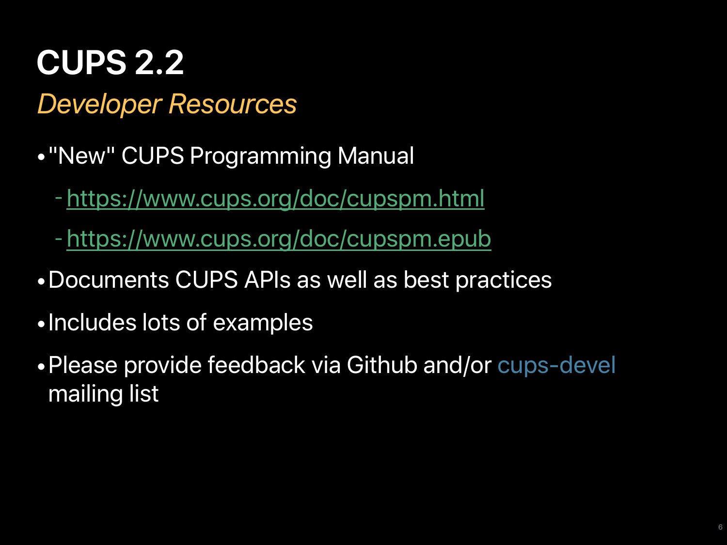# CUPS 2.2

## *Developer Resources*

- "New" CUPS Programming Manual
  - https://www.cups.org/doc/cupspm.html
  - https://www.cups.org/doc/cupspm.epub
- Documents CUPS APIs as well as best practices
- Includes lots of examples
- Please provide feedback via Github and/or cups-devel mailing list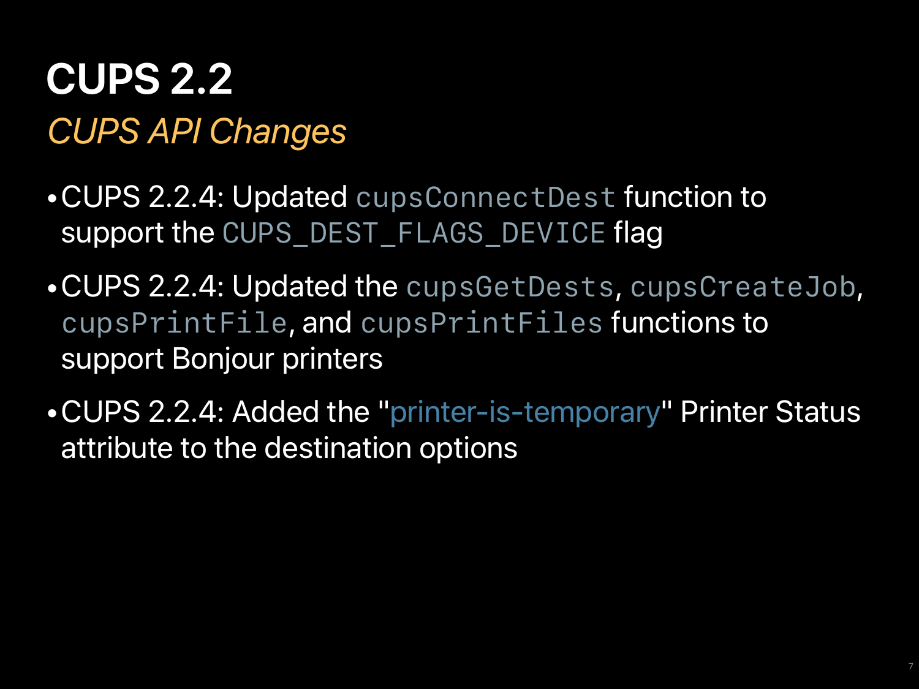# CUPS 2.2

## *CUPS API Changes*

- CUPS 2.2.4: Updated `cupsConnectDest` function to support the `CUPS_DEST_FLAGS_DEVICE` flag
- CUPS 2.2.4: Updated the `cupsGetDests`, `cupsCreateJob`, `cupsPrintFile`, and `cupsPrintFiles` functions to support Bonjour printers
- CUPS 2.2.4: Added the "printer-is-temporary" Printer Status attribute to the destination options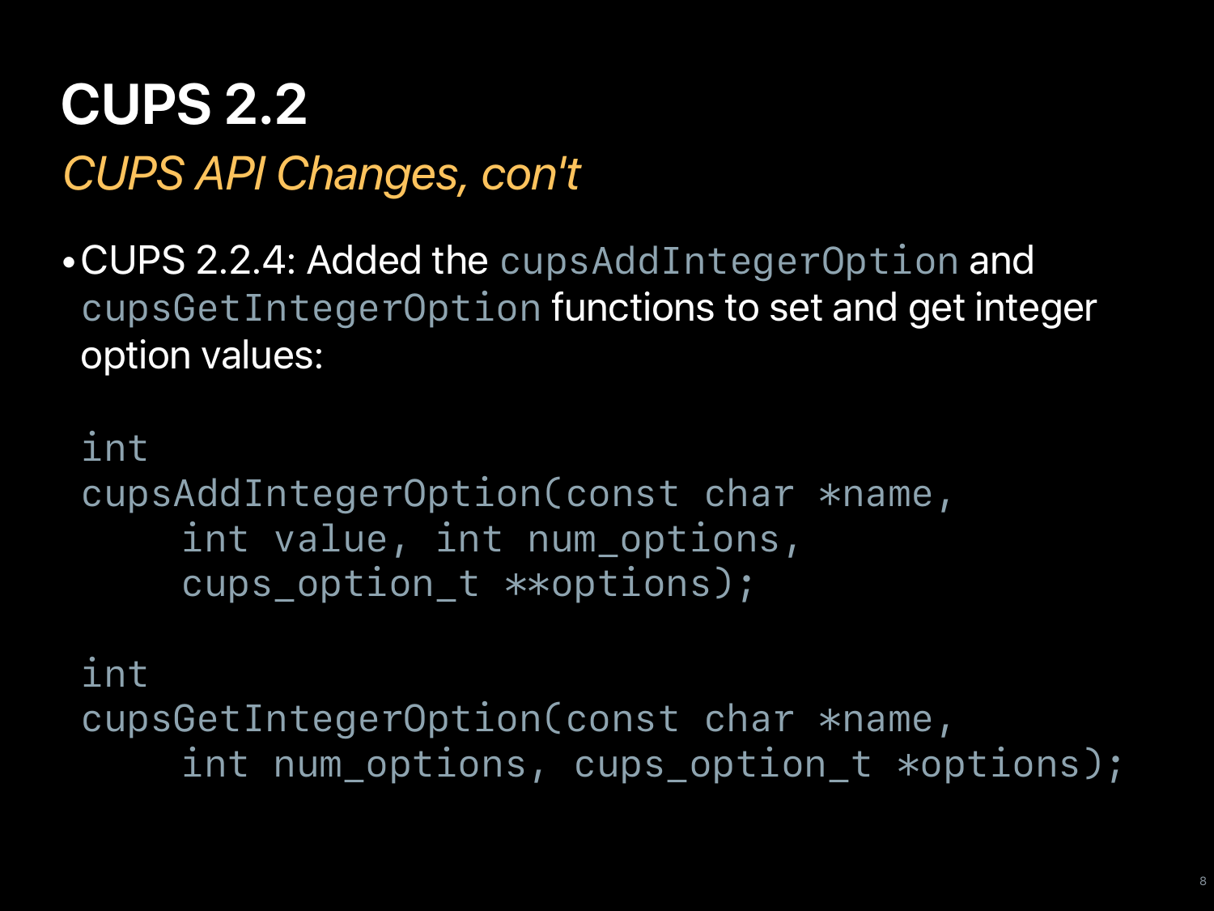# CUPS 2.2

*CUPS API Changes, con't*

- CUPS 2.2.4: Added the `cupsAddIntegerOption` and `cupsGetIntegerOption` functions to set and get integer option values:

```
int
cupsAddIntegerOption(const char *name,
     int value, int num_options,
     cups_option_t **options);

int
cupsGetIntegerOption(const char *name,
     int num_options, cups_option_t *options);
```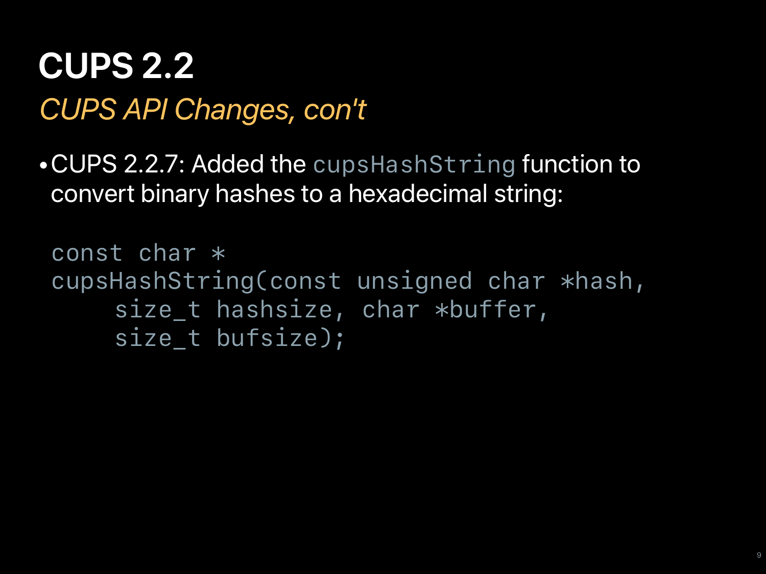# CUPS 2.2

*CUPS API Changes, con't*

- CUPS 2.2.7: Added the `cupsHashString` function to convert binary hashes to a hexadecimal string:

```
const char *
cupsHashString(const unsigned char *hash,
     size_t hashsize, char *buffer,
     size_t bufsize);
```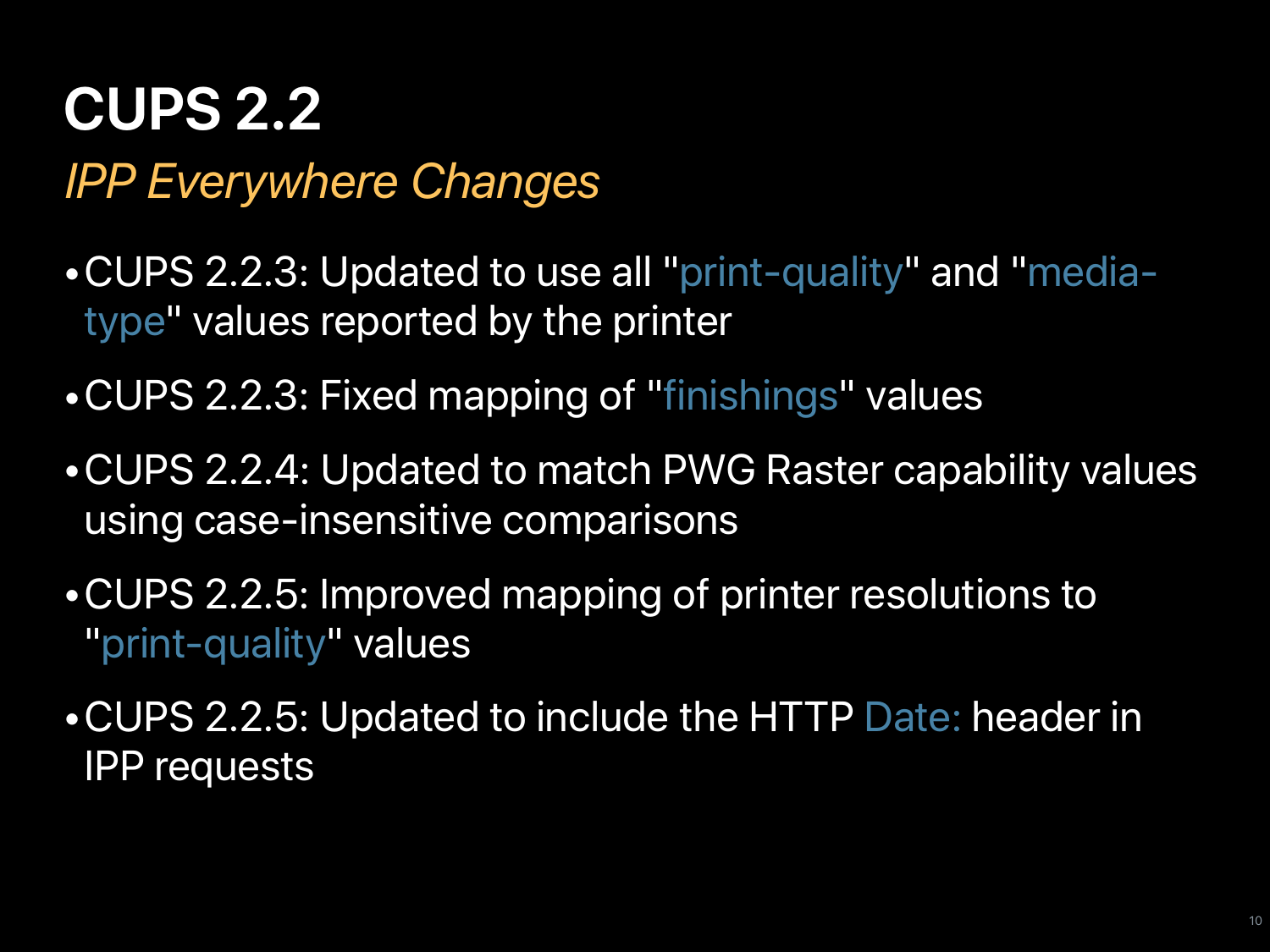# CUPS 2.2

*IPP Everywhere Changes*

- CUPS 2.2.3: Updated to use all "print-quality" and "media-type" values reported by the printer
- CUPS 2.2.3: Fixed mapping of "finishings" values
- CUPS 2.2.4: Updated to match PWG Raster capability values using case-insensitive comparisons
- CUPS 2.2.5: Improved mapping of printer resolutions to "print-quality" values
- CUPS 2.2.5: Updated to include the HTTP Date: header in IPP requests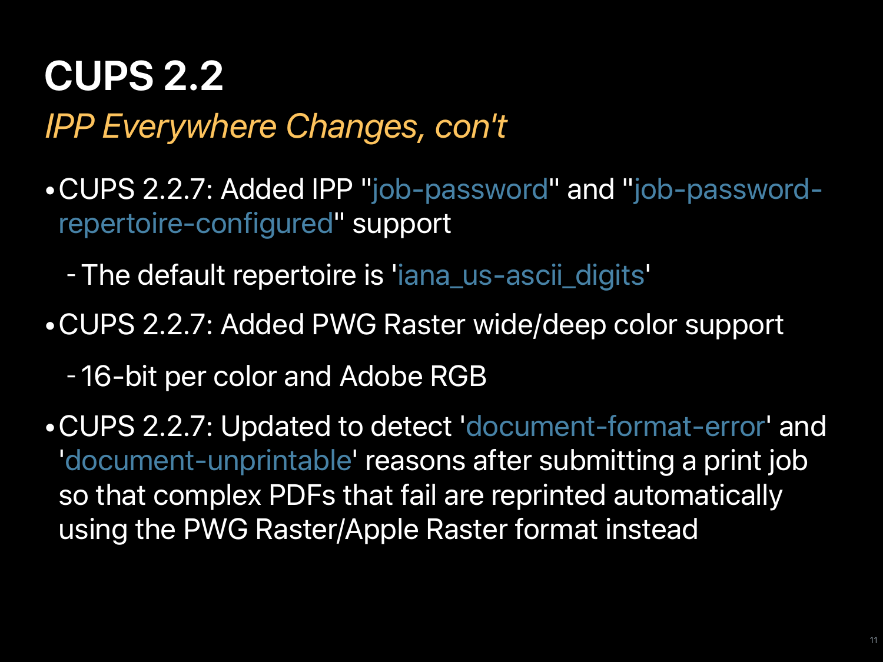# CUPS 2.2

*IPP Everywhere Changes, con't*

- CUPS 2.2.7: Added IPP "job-password" and "job-password-repertoire-configured" support
  - The default repertoire is 'iana_us-ascii_digits'
- CUPS 2.2.7: Added PWG Raster wide/deep color support
  - 16-bit per color and Adobe RGB
- CUPS 2.2.7: Updated to detect 'document-format-error' and 'document-unprintable' reasons after submitting a print job so that complex PDFs that fail are reprinted automatically using the PWG Raster/Apple Raster format instead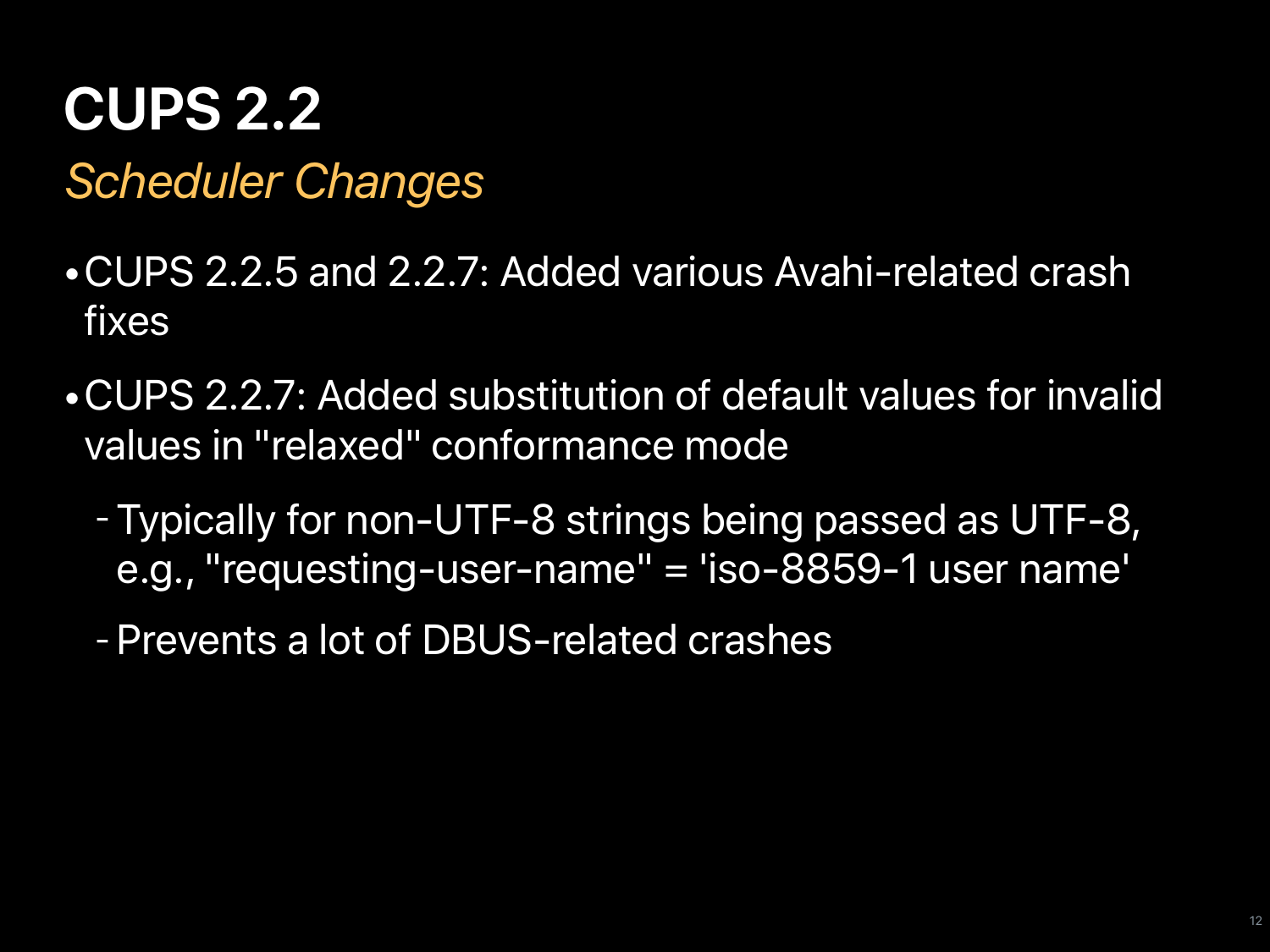# CUPS 2.2

*Scheduler Changes*

- CUPS 2.2.5 and 2.2.7: Added various Avahi-related crash fixes
- CUPS 2.2.7: Added substitution of default values for invalid values in "relaxed" conformance mode
  - Typically for non-UTF-8 strings being passed as UTF-8, e.g., "requesting-user-name" = 'iso-8859-1 user name'
  - Prevents a lot of DBUS-related crashes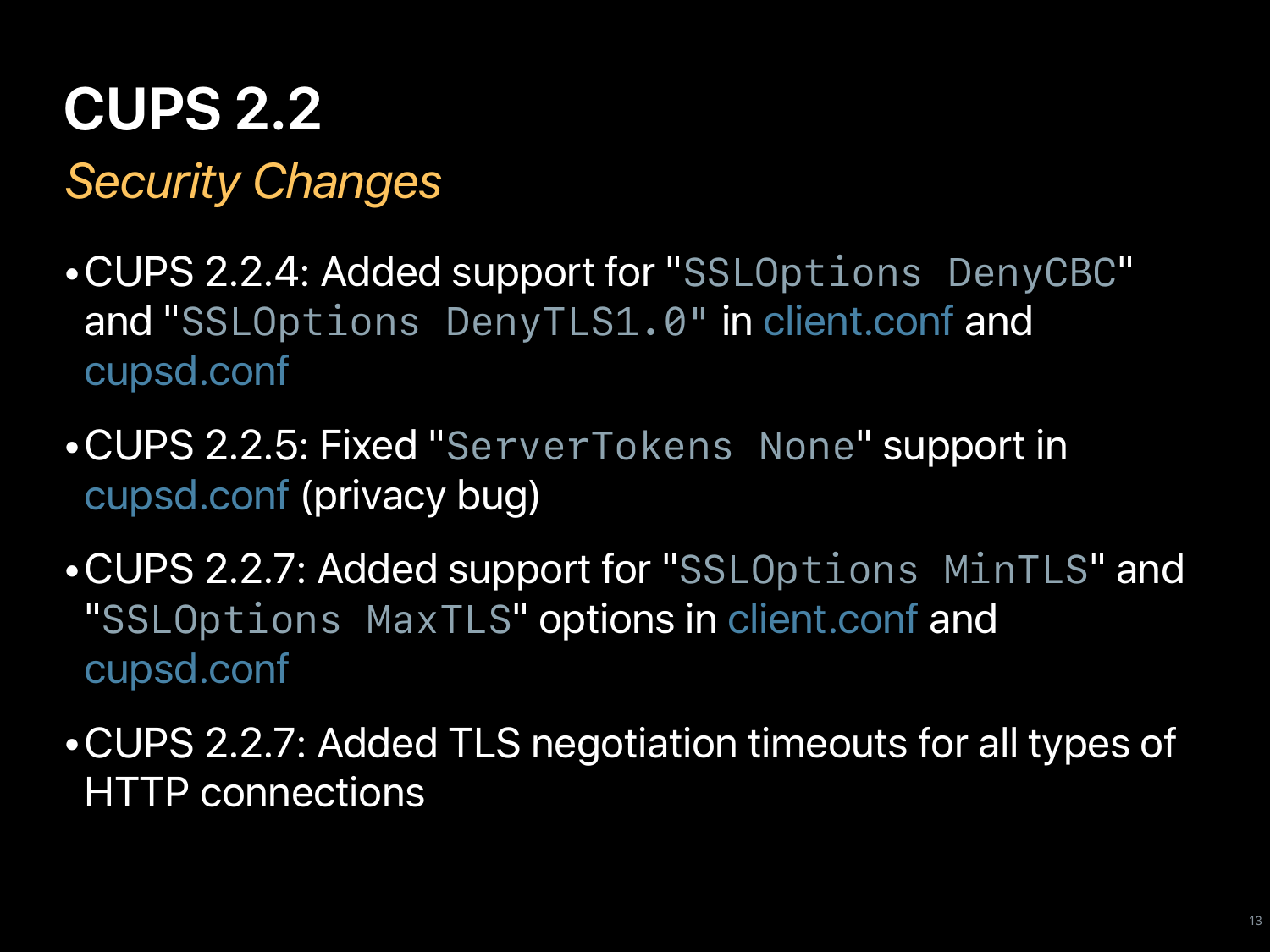# CUPS 2.2

## *Security Changes*

- CUPS 2.2.4: Added support for "`SSLOptions DenyCBC`" and "`SSLOptions DenyTLS1.0`" in client.conf and cupsd.conf
- CUPS 2.2.5: Fixed "`ServerTokens None`" support in cupsd.conf (privacy bug)
- CUPS 2.2.7: Added support for "`SSLOptions MinTLS`" and "`SSLOptions MaxTLS`" options in client.conf and cupsd.conf
- CUPS 2.2.7: Added TLS negotiation timeouts for all types of HTTP connections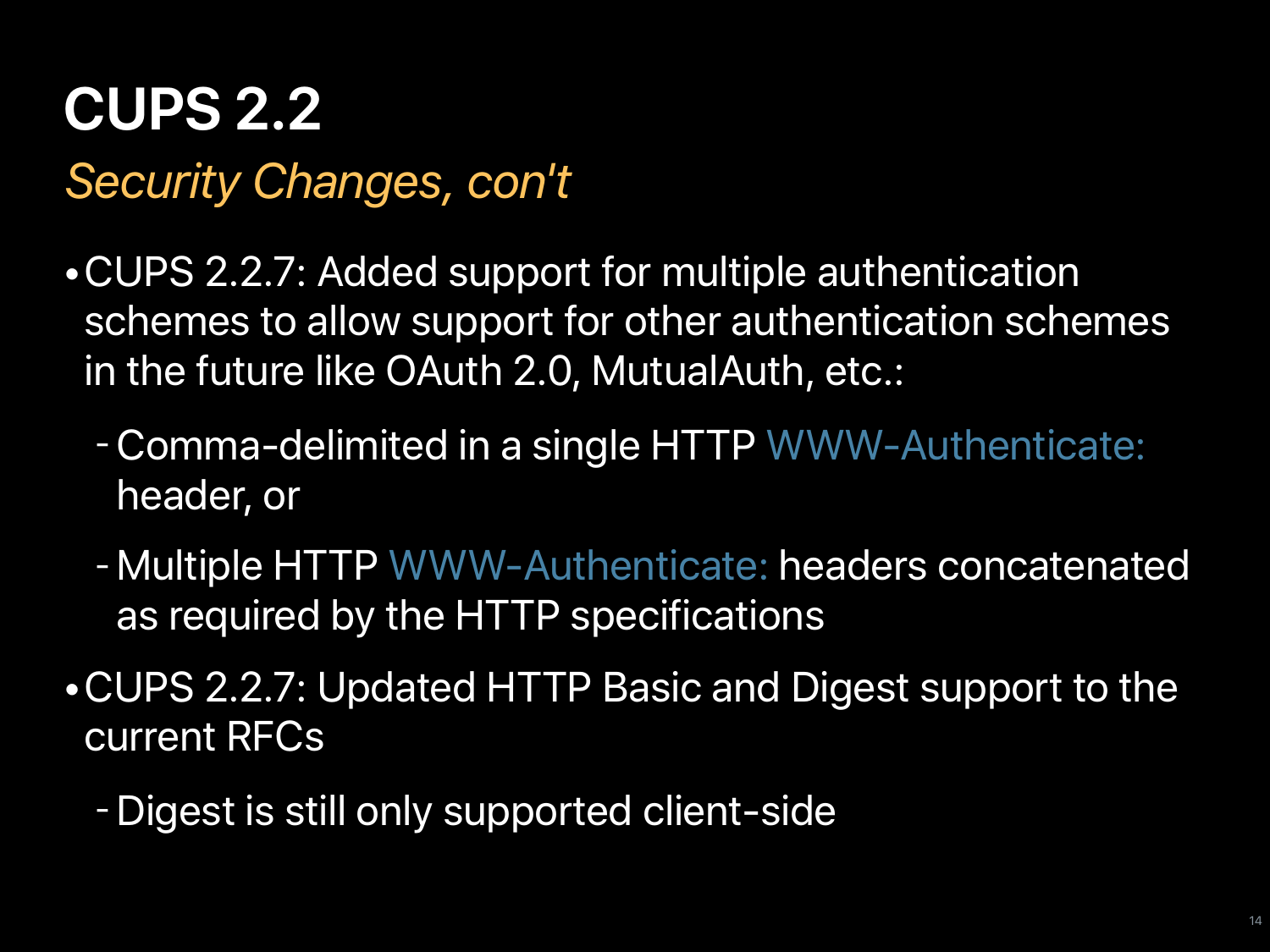# CUPS 2.2

*Security Changes, con't*

- CUPS 2.2.7: Added support for multiple authentication schemes to allow support for other authentication schemes in the future like OAuth 2.0, MutualAuth, etc.:
  - Comma-delimited in a single HTTP `WWW-Authenticate:` header, or
  - Multiple HTTP `WWW-Authenticate:` headers concatenated as required by the HTTP specifications
- CUPS 2.2.7: Updated HTTP Basic and Digest support to the current RFCs
  - Digest is still only supported client-side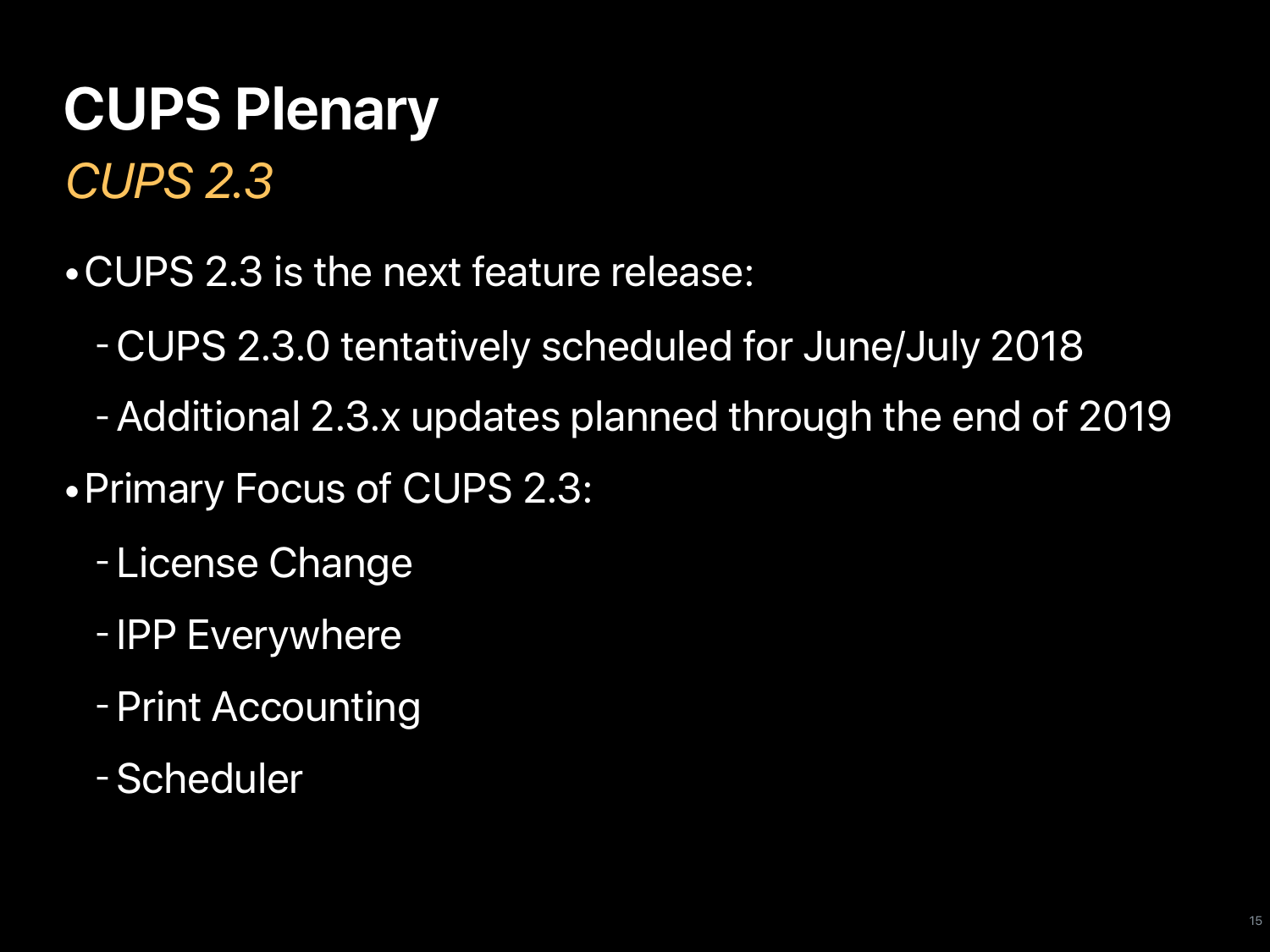# CUPS Plenary

## *CUPS 2.3*

- CUPS 2.3 is the next feature release:
  - CUPS 2.3.0 tentatively scheduled for June/July 2018
  - Additional 2.3.x updates planned through the end of 2019
- Primary Focus of CUPS 2.3:
  - License Change
  - IPP Everywhere
  - Print Accounting
  - Scheduler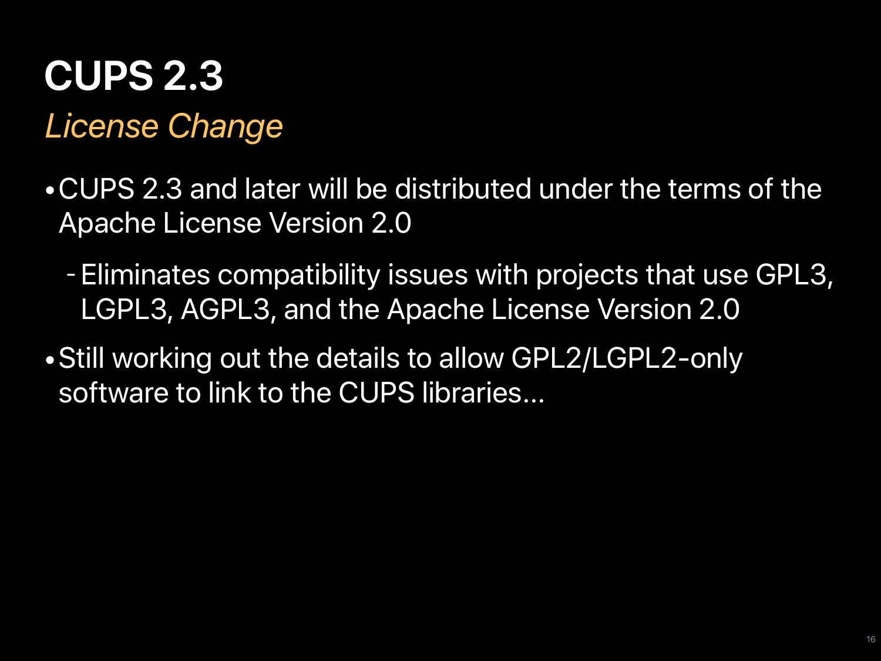# CUPS 2.3

## *License Change*

- CUPS 2.3 and later will be distributed under the terms of the Apache License Version 2.0
  - Eliminates compatibility issues with projects that use GPL3, LGPL3, AGPL3, and the Apache License Version 2.0
- Still working out the details to allow GPL2/LGPL2-only software to link to the CUPS libraries…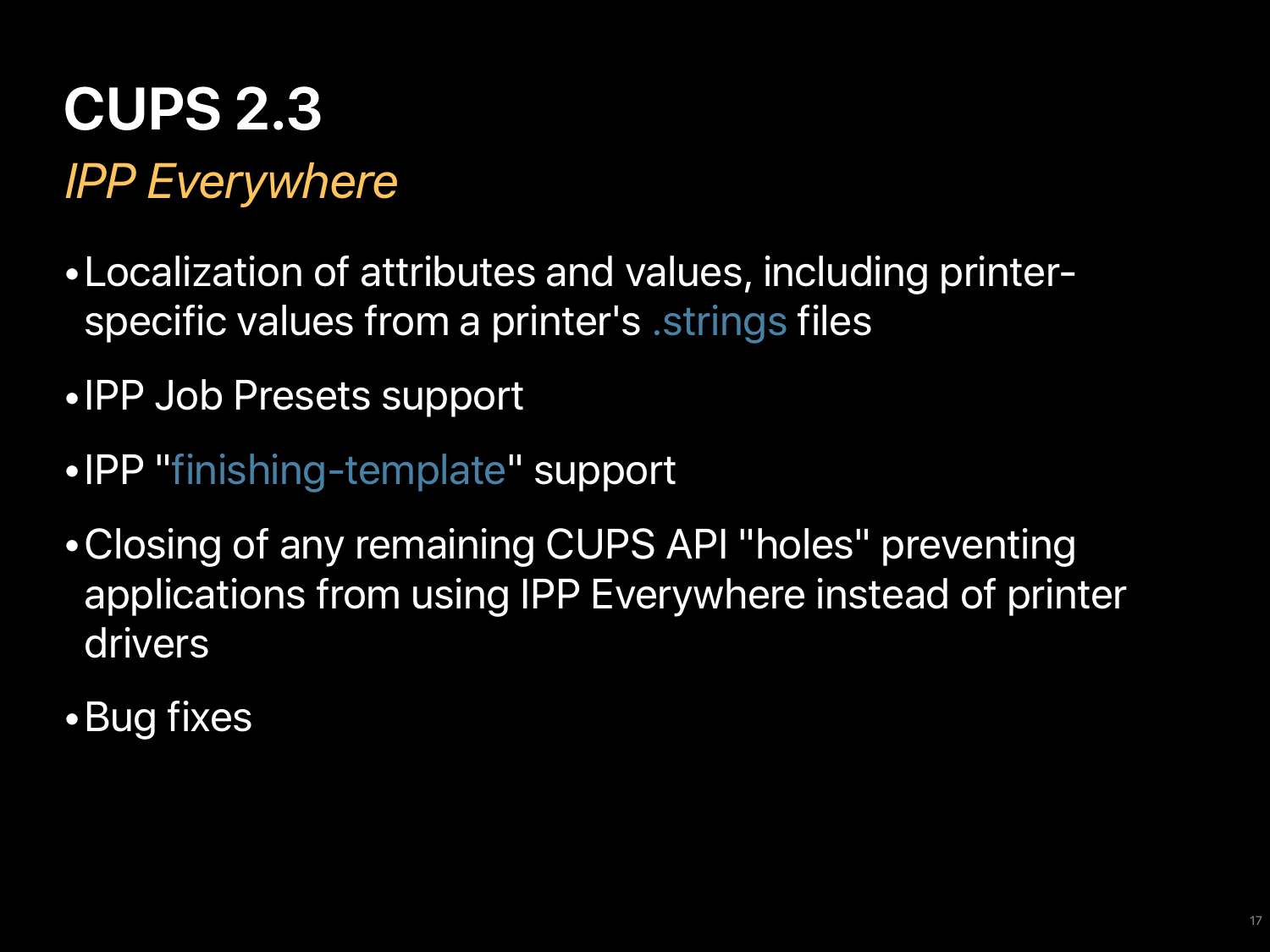# CUPS 2.3

*IPP Everywhere*

- Localization of attributes and values, including printer-specific values from a printer's .strings files
- IPP Job Presets support
- IPP "finishing-template" support
- Closing of any remaining CUPS API "holes" preventing applications from using IPP Everywhere instead of printer drivers
- Bug fixes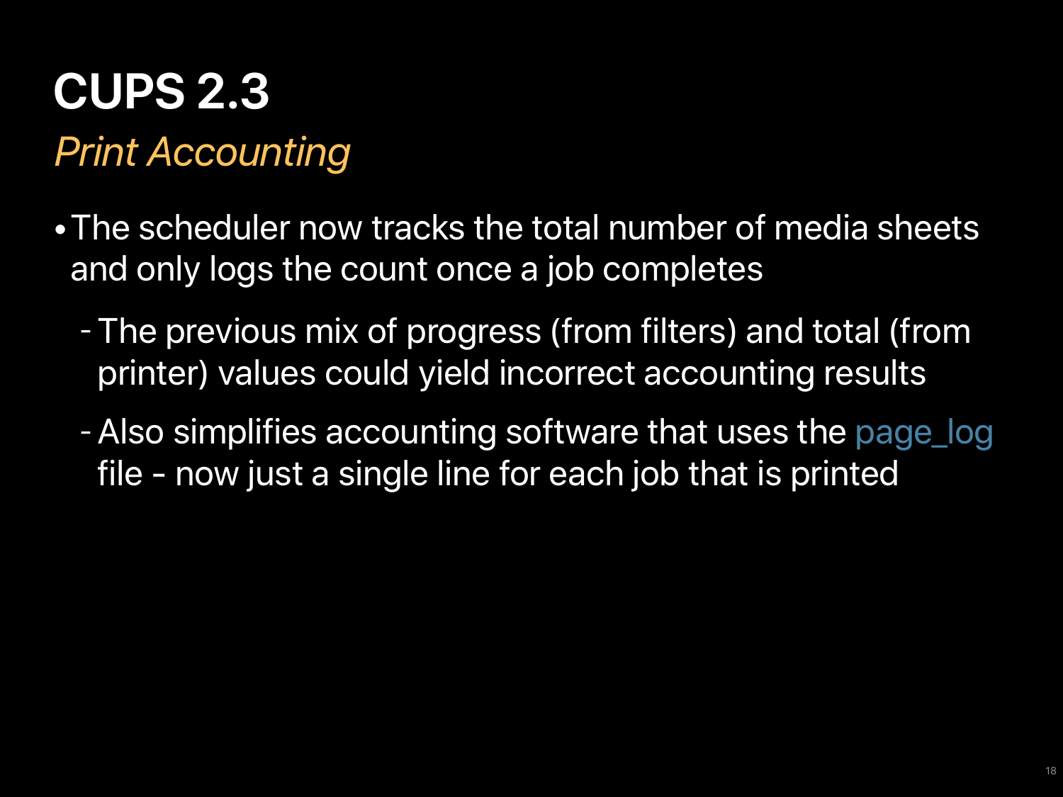# CUPS 2.3

## *Print Accounting*

- The scheduler now tracks the total number of media sheets and only logs the count once a job completes
  - The previous mix of progress (from filters) and total (from printer) values could yield incorrect accounting results
  - Also simplifies accounting software that uses the page_log file - now just a single line for each job that is printed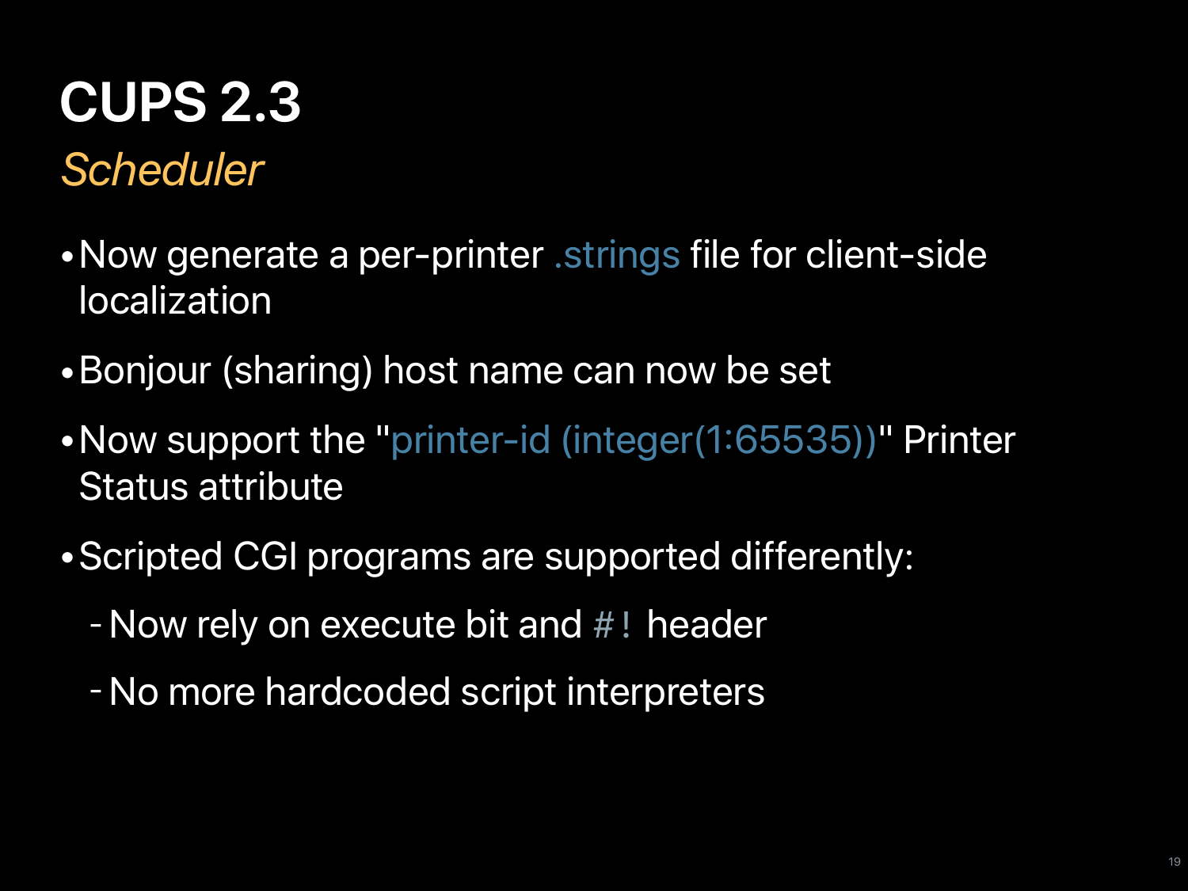# CUPS 2.3

## *Scheduler*

- Now generate a per-printer `.strings` file for client-side localization
- Bonjour (sharing) host name can now be set
- Now support the "`printer-id (integer(1:65535))`" Printer Status attribute
- Scripted CGI programs are supported differently:
  - Now rely on execute bit and `#!` header
  - No more hardcoded script interpreters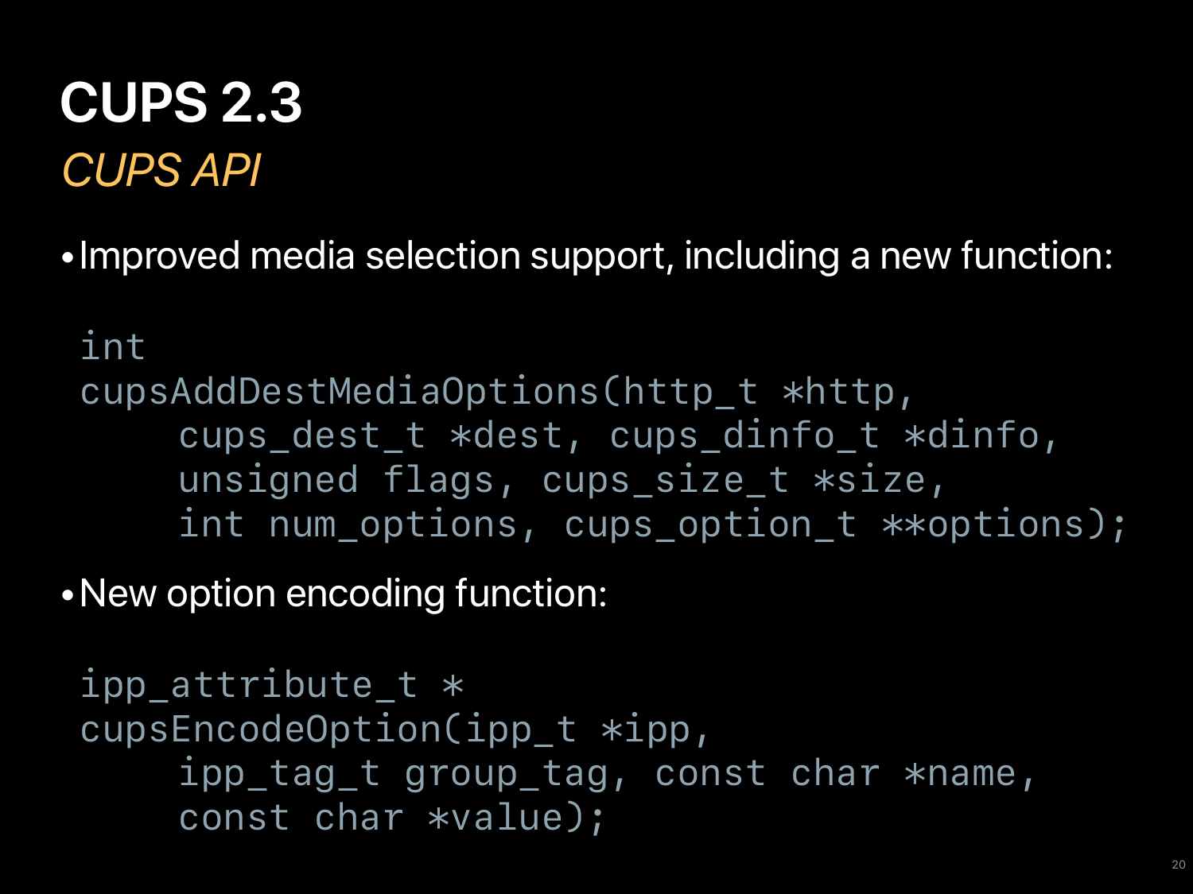# CUPS 2.3

## *CUPS API*

- Improved media selection support, including a new function:

```
int
cupsAddDestMediaOptions(http_t *http,
     cups_dest_t *dest, cups_dinfo_t *dinfo,
     unsigned flags, cups_size_t *size,
     int num_options, cups_option_t **options);
```

- New option encoding function:

```
ipp_attribute_t *
cupsEncodeOption(ipp_t *ipp,
     ipp_tag_t group_tag, const char *name,
     const char *value);
```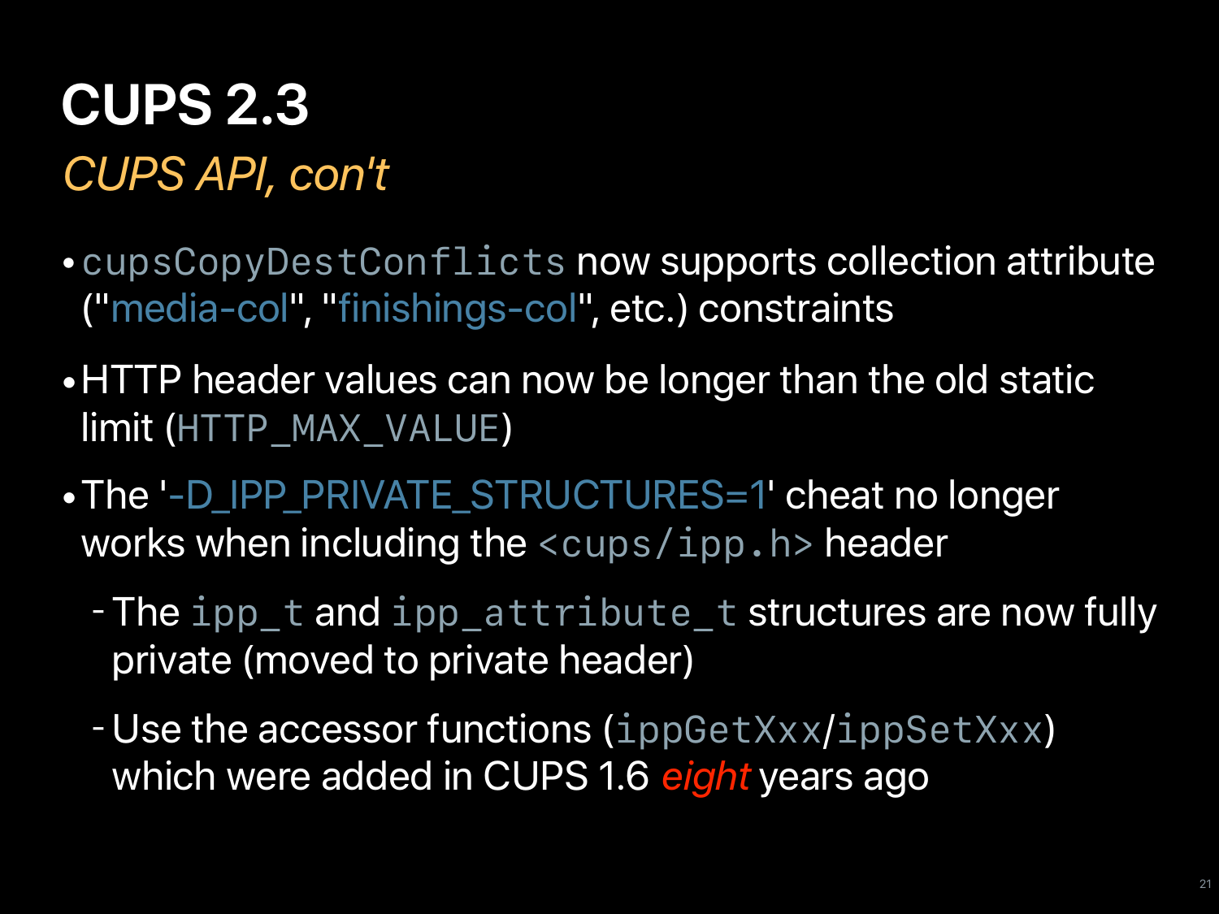# CUPS 2.3

## *CUPS API, con't*

- `cupsCopyDestConflicts` now supports collection attribute ("media-col", "finishings-col", etc.) constraints
- HTTP header values can now be longer than the old static limit (`HTTP_MAX_VALUE`)
- The '-D_IPP_PRIVATE_STRUCTURES=1' cheat no longer works when including the `<cups/ipp.h>` header
  - The `ipp_t` and `ipp_attribute_t` structures are now fully private (moved to private header)
  - Use the accessor functions (`ippGetXxx`/`ippSetXxx`) which were added in CUPS 1.6 *eight* years ago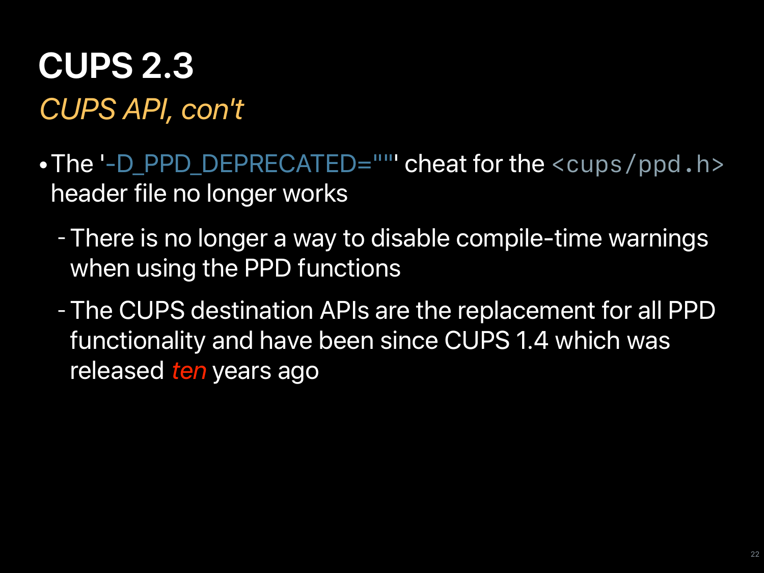# CUPS 2.3

*CUPS API, con't*

- The '-D_PPD_DEPRECATED=""' cheat for the `<cups/ppd.h>` header file no longer works
  - There is no longer a way to disable compile-time warnings when using the PPD functions
  - The CUPS destination APIs are the replacement for all PPD functionality and have been since CUPS 1.4 which was released *ten* years ago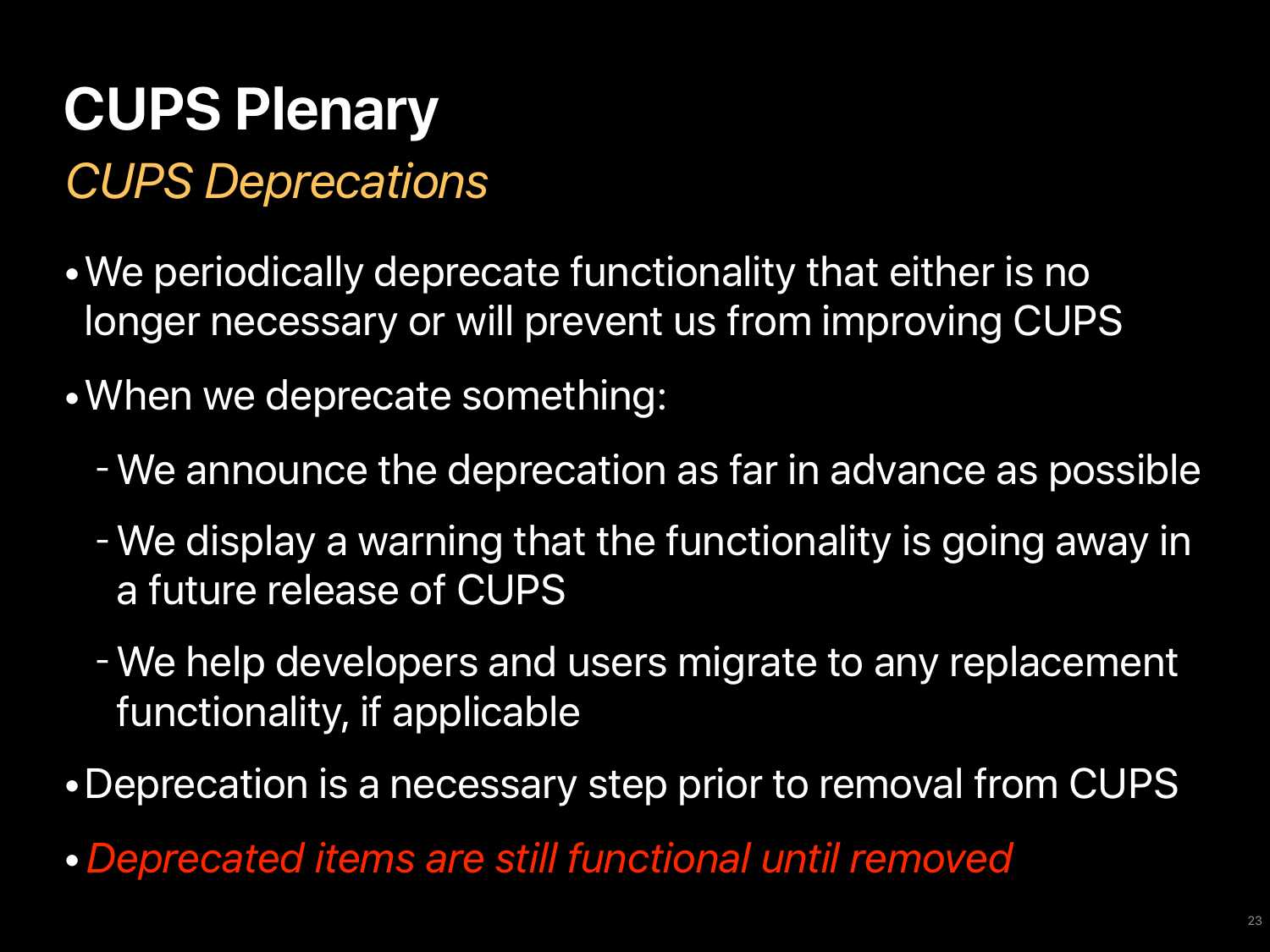# CUPS Plenary

## *CUPS Deprecations*

- We periodically deprecate functionality that either is no longer necessary or will prevent us from improving CUPS
- When we deprecate something:
  - We announce the deprecation as far in advance as possible
  - We display a warning that the functionality is going away in a future release of CUPS
  - We help developers and users migrate to any replacement functionality, if applicable
- Deprecation is a necessary step prior to removal from CUPS
- *Deprecated items are still functional until removed*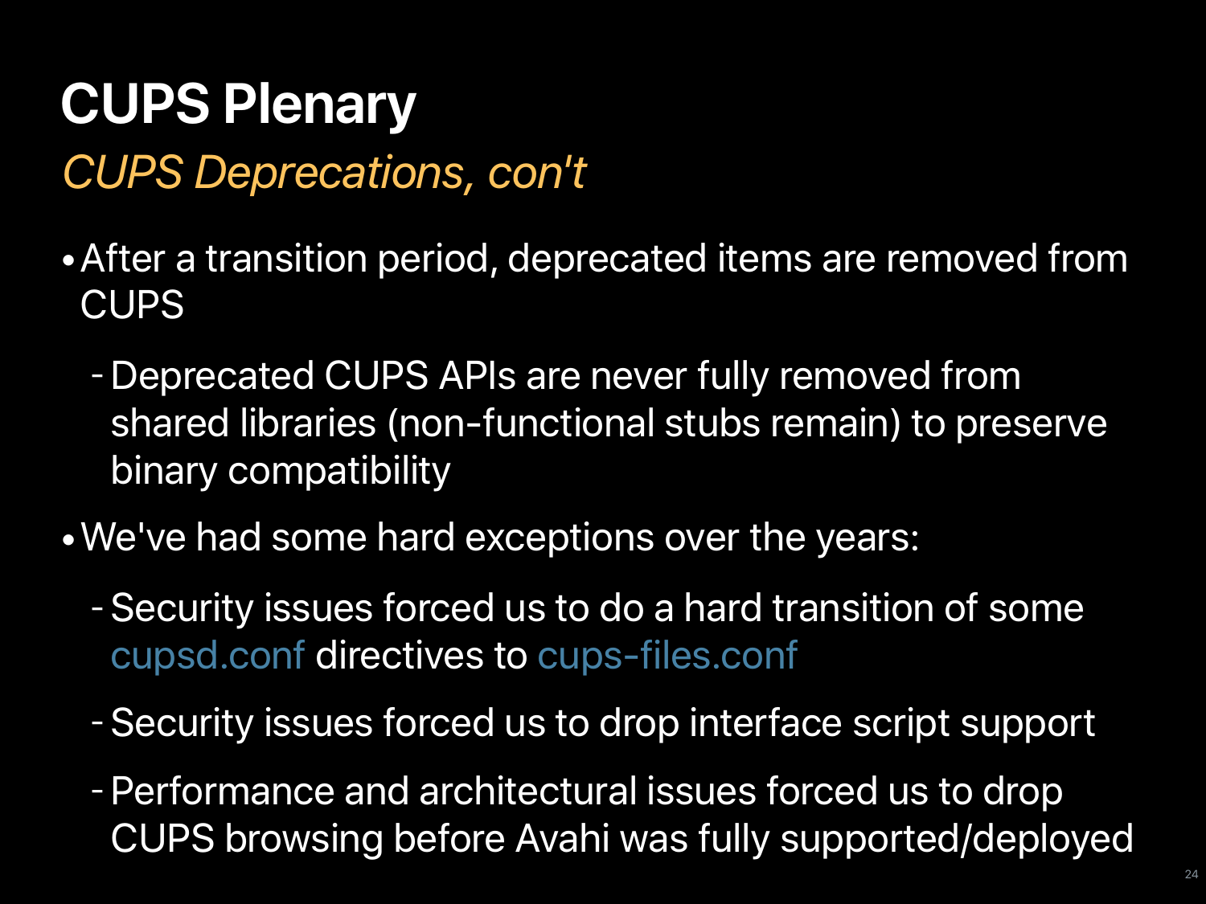# CUPS Plenary

## *CUPS Deprecations, con't*

- After a transition period, deprecated items are removed from CUPS
  - Deprecated CUPS APIs are never fully removed from shared libraries (non-functional stubs remain) to preserve binary compatibility
- We've had some hard exceptions over the years:
  - Security issues forced us to do a hard transition of some cupsd.conf directives to cups-files.conf
  - Security issues forced us to drop interface script support
  - Performance and architectural issues forced us to drop CUPS browsing before Avahi was fully supported/deployed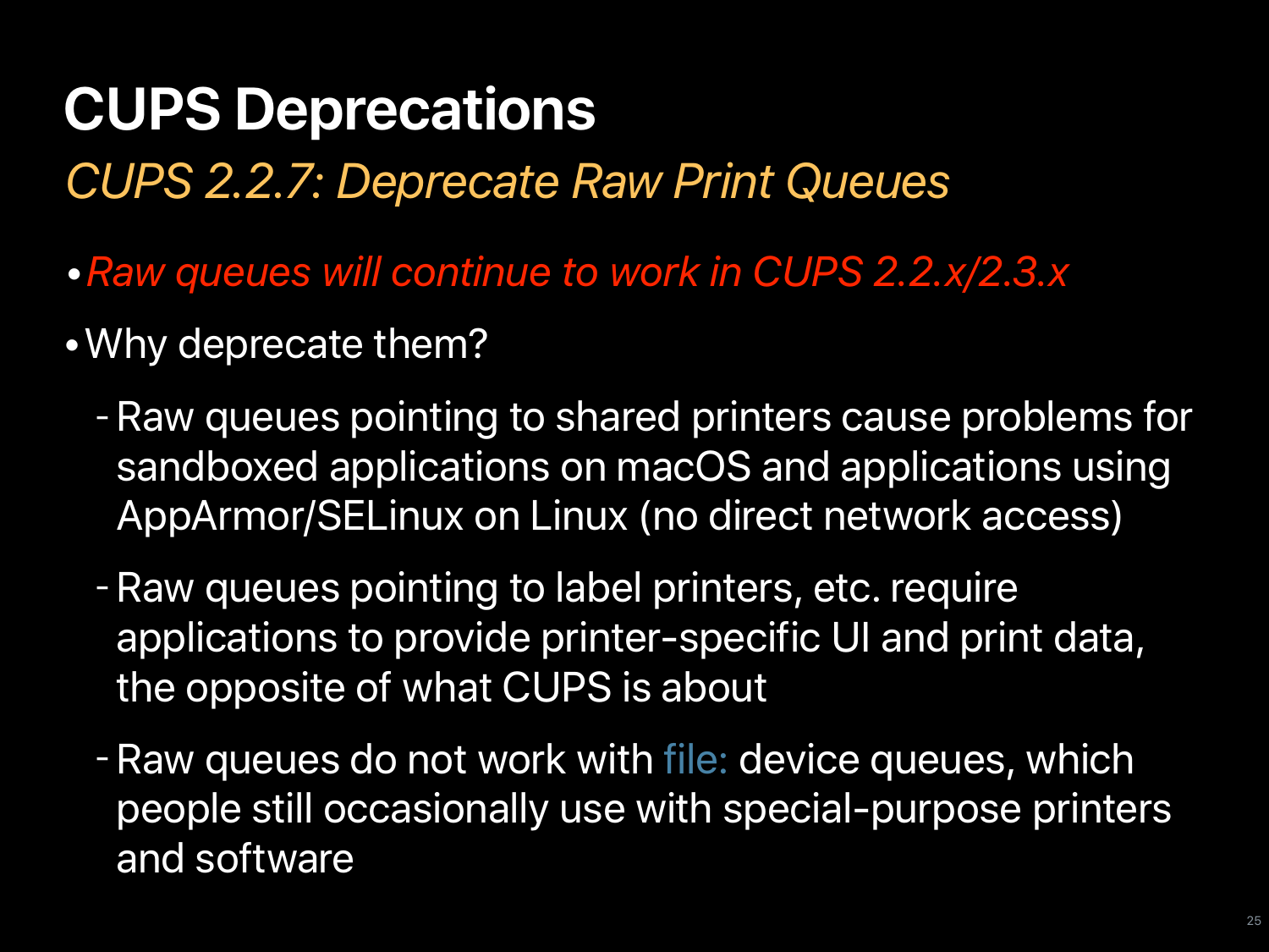# CUPS Deprecations

## *CUPS 2.2.7: Deprecate Raw Print Queues*

- *Raw queues will continue to work in CUPS 2.2.x/2.3.x*
- Why deprecate them?
  - Raw queues pointing to shared printers cause problems for sandboxed applications on macOS and applications using AppArmor/SELinux on Linux (no direct network access)
  - Raw queues pointing to label printers, etc. require applications to provide printer-specific UI and print data, the opposite of what CUPS is about
  - Raw queues do not work with file: device queues, which people still occasionally use with special-purpose printers and software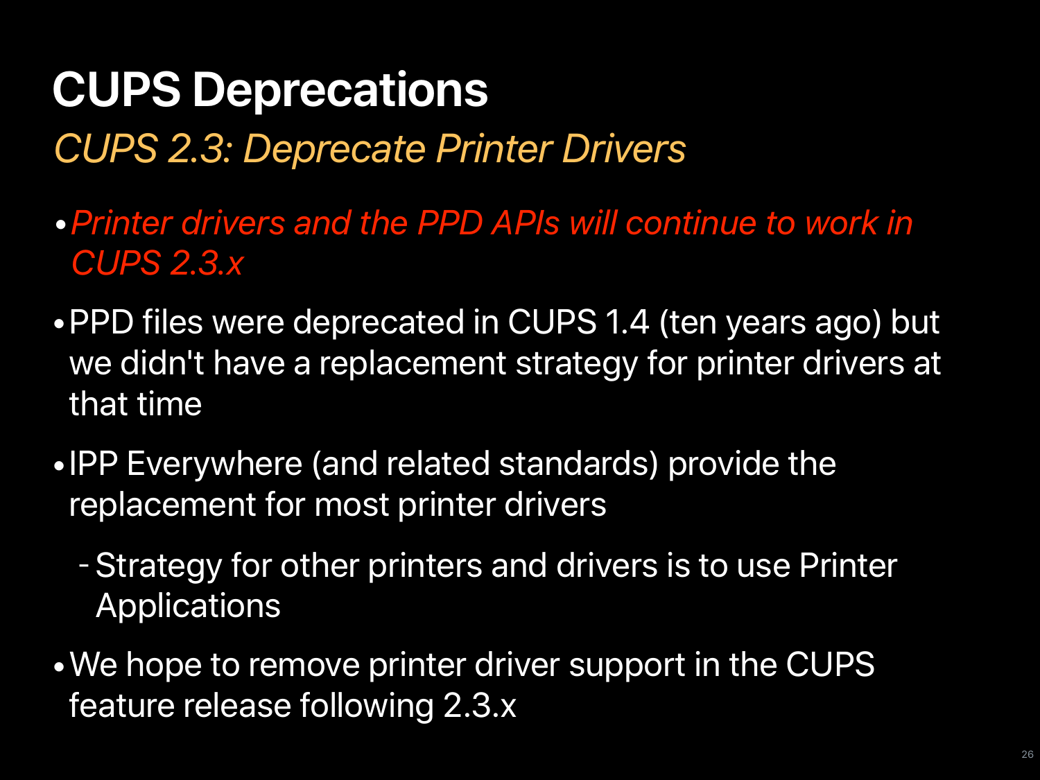# CUPS Deprecations

## *CUPS 2.3: Deprecate Printer Drivers*

- *Printer drivers and the PPD APIs will continue to work in CUPS 2.3.x*
- PPD files were deprecated in CUPS 1.4 (ten years ago) but we didn't have a replacement strategy for printer drivers at that time
- IPP Everywhere (and related standards) provide the replacement for most printer drivers
  - Strategy for other printers and drivers is to use Printer Applications
- We hope to remove printer driver support in the CUPS feature release following 2.3.x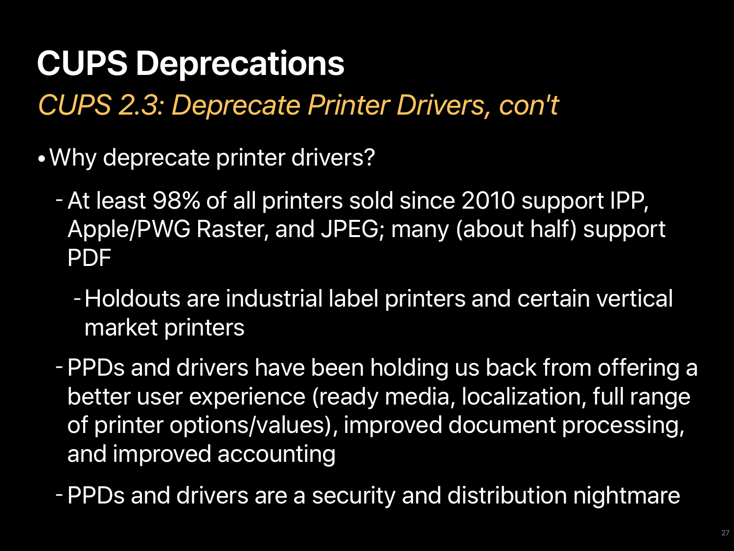# CUPS Deprecations

*CUPS 2.3: Deprecate Printer Drivers, con't*

- Why deprecate printer drivers?
  - At least 98% of all printers sold since 2010 support IPP, Apple/PWG Raster, and JPEG; many (about half) support PDF
    - Holdouts are industrial label printers and certain vertical market printers
  - PPDs and drivers have been holding us back from offering a better user experience (ready media, localization, full range of printer options/values), improved document processing, and improved accounting
  - PPDs and drivers are a security and distribution nightmare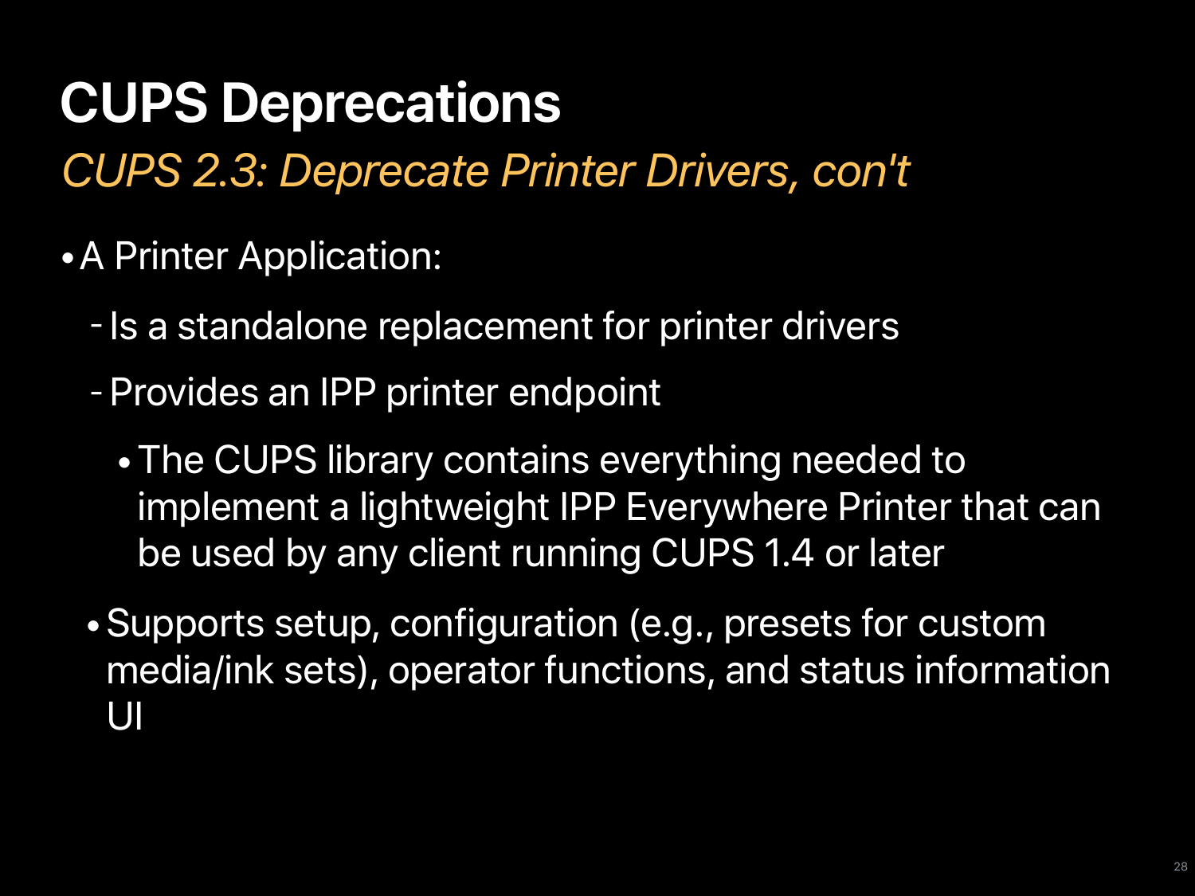# CUPS Deprecations

*CUPS 2.3: Deprecate Printer Drivers, con't*

- A Printer Application:
  - Is a standalone replacement for printer drivers
  - Provides an IPP printer endpoint
    - The CUPS library contains everything needed to implement a lightweight IPP Everywhere Printer that can be used by any client running CUPS 1.4 or later
  - Supports setup, configuration (e.g., presets for custom media/ink sets), operator functions, and status information UI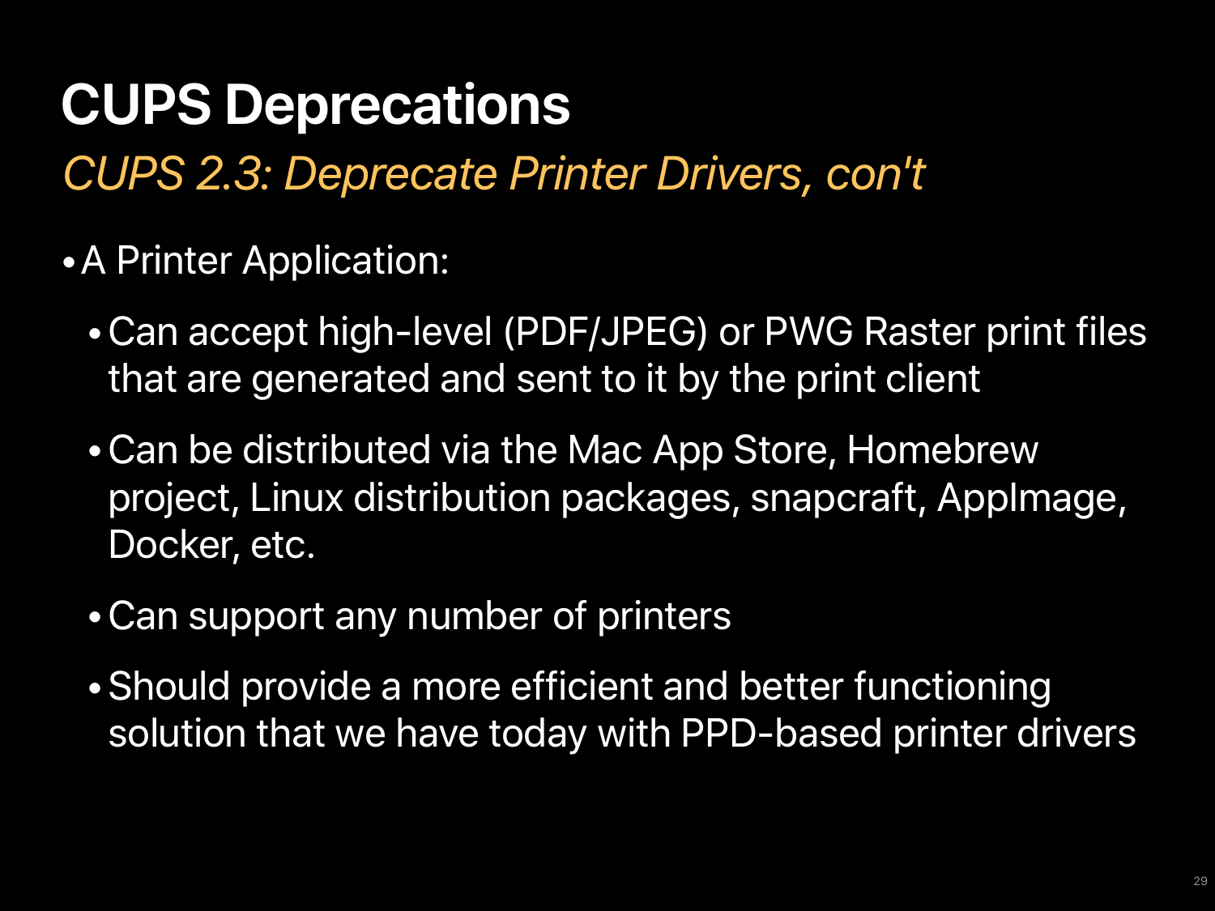# CUPS Deprecations

*CUPS 2.3: Deprecate Printer Drivers, con't*

- A Printer Application:
  - Can accept high-level (PDF/JPEG) or PWG Raster print files that are generated and sent to it by the print client
  - Can be distributed via the Mac App Store, Homebrew project, Linux distribution packages, snapcraft, AppImage, Docker, etc.
  - Can support any number of printers
  - Should provide a more efficient and better functioning solution that we have today with PPD-based printer drivers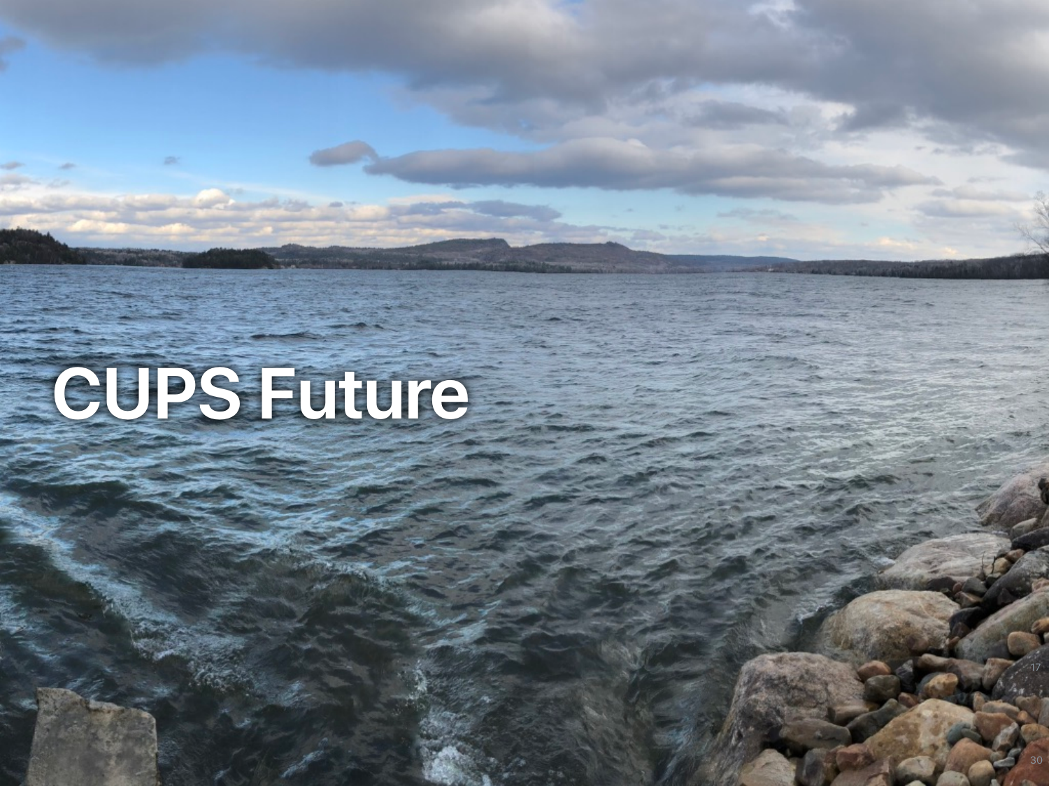# CUPS Future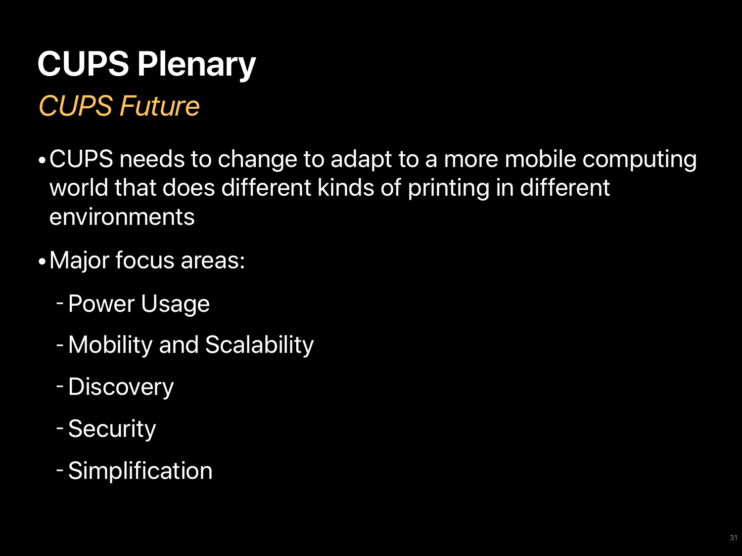# CUPS Plenary

*CUPS Future*

- CUPS needs to change to adapt to a more mobile computing world that does different kinds of printing in different environments
- Major focus areas:
  - Power Usage
  - Mobility and Scalability
  - Discovery
  - Security
  - Simplification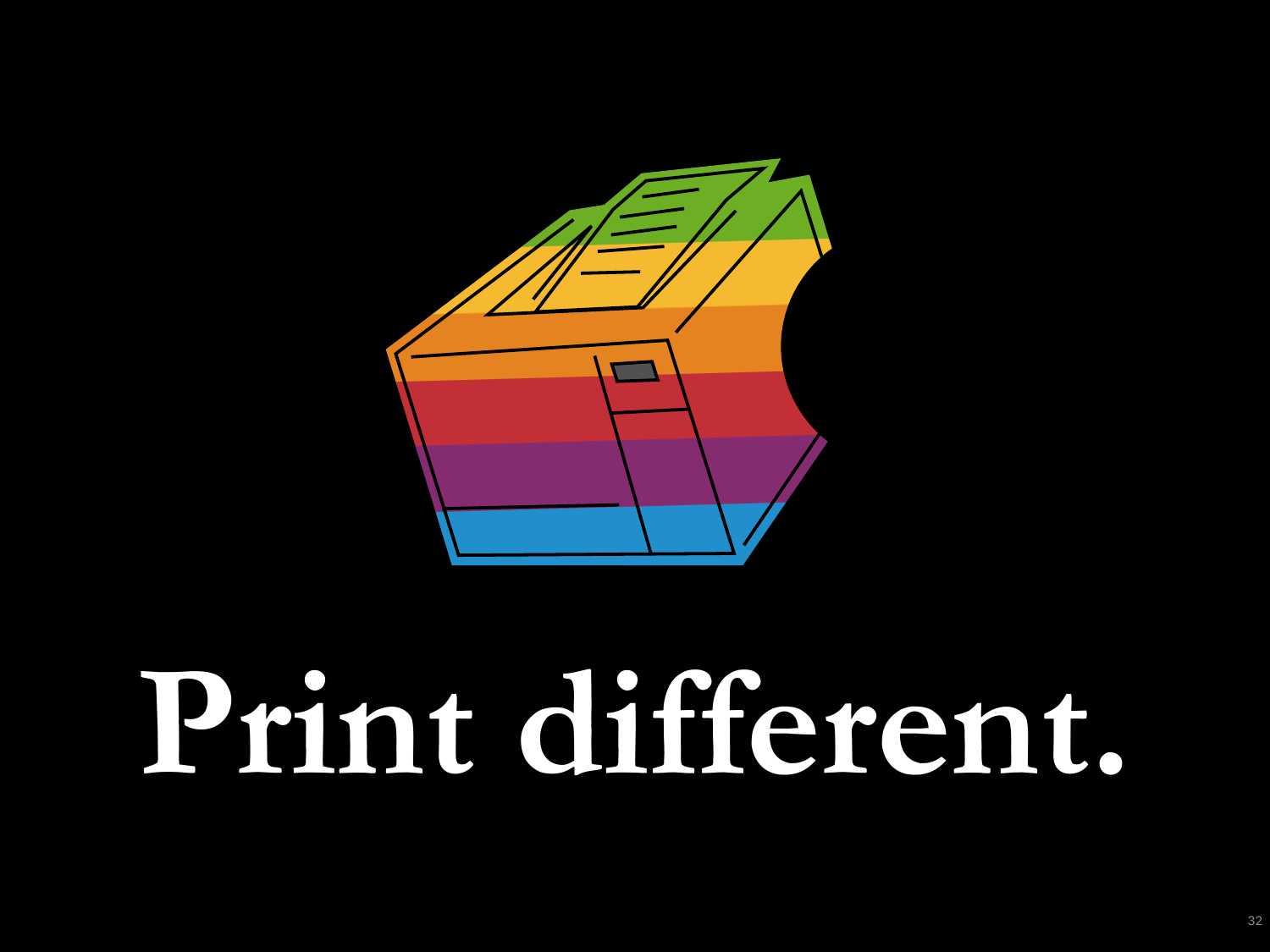# Print different.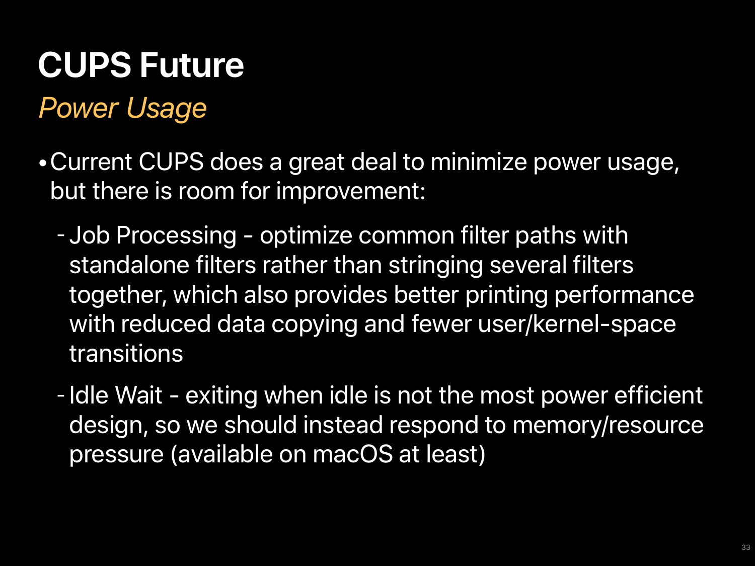# CUPS Future

*Power Usage*

- Current CUPS does a great deal to minimize power usage, but there is room for improvement:
  - Job Processing - optimize common filter paths with standalone filters rather than stringing several filters together, which also provides better printing performance with reduced data copying and fewer user/kernel-space transitions
  - Idle Wait - exiting when idle is not the most power efficient design, so we should instead respond to memory/resource pressure (available on macOS at least)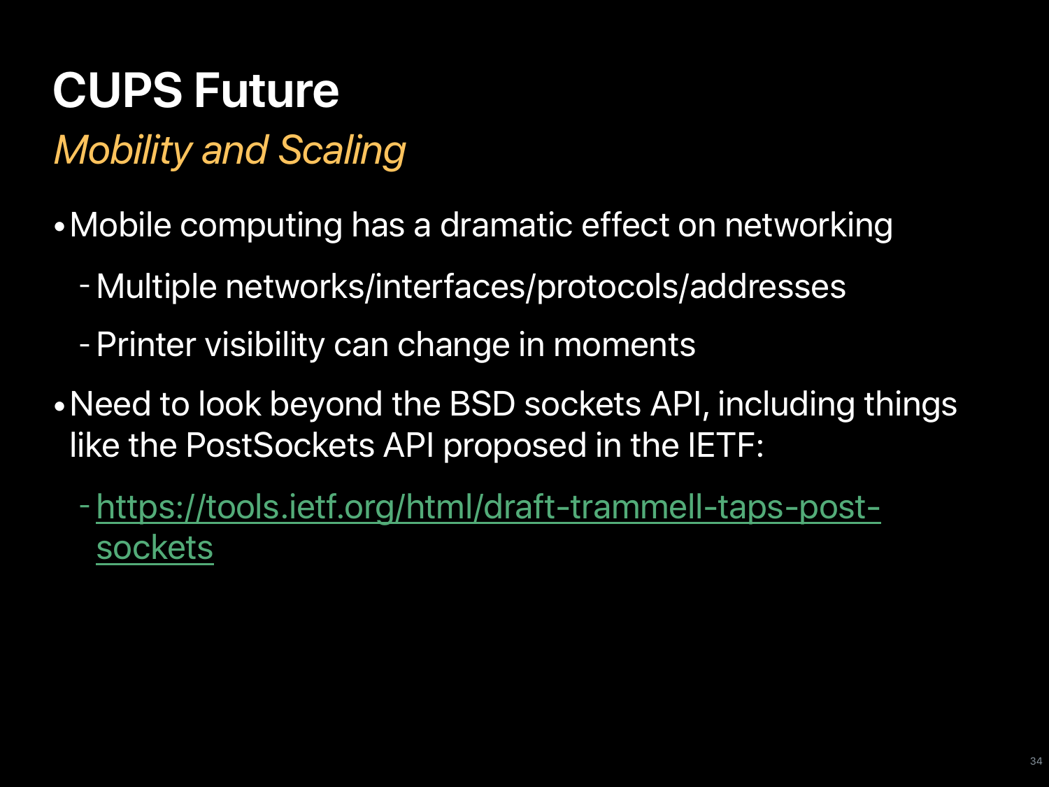# CUPS Future

*Mobility and Scaling*

- Mobile computing has a dramatic effect on networking
  - Multiple networks/interfaces/protocols/addresses
  - Printer visibility can change in moments
- Need to look beyond the BSD sockets API, including things like the PostSockets API proposed in the IETF:
  - https://tools.ietf.org/html/draft-trammell-taps-post-sockets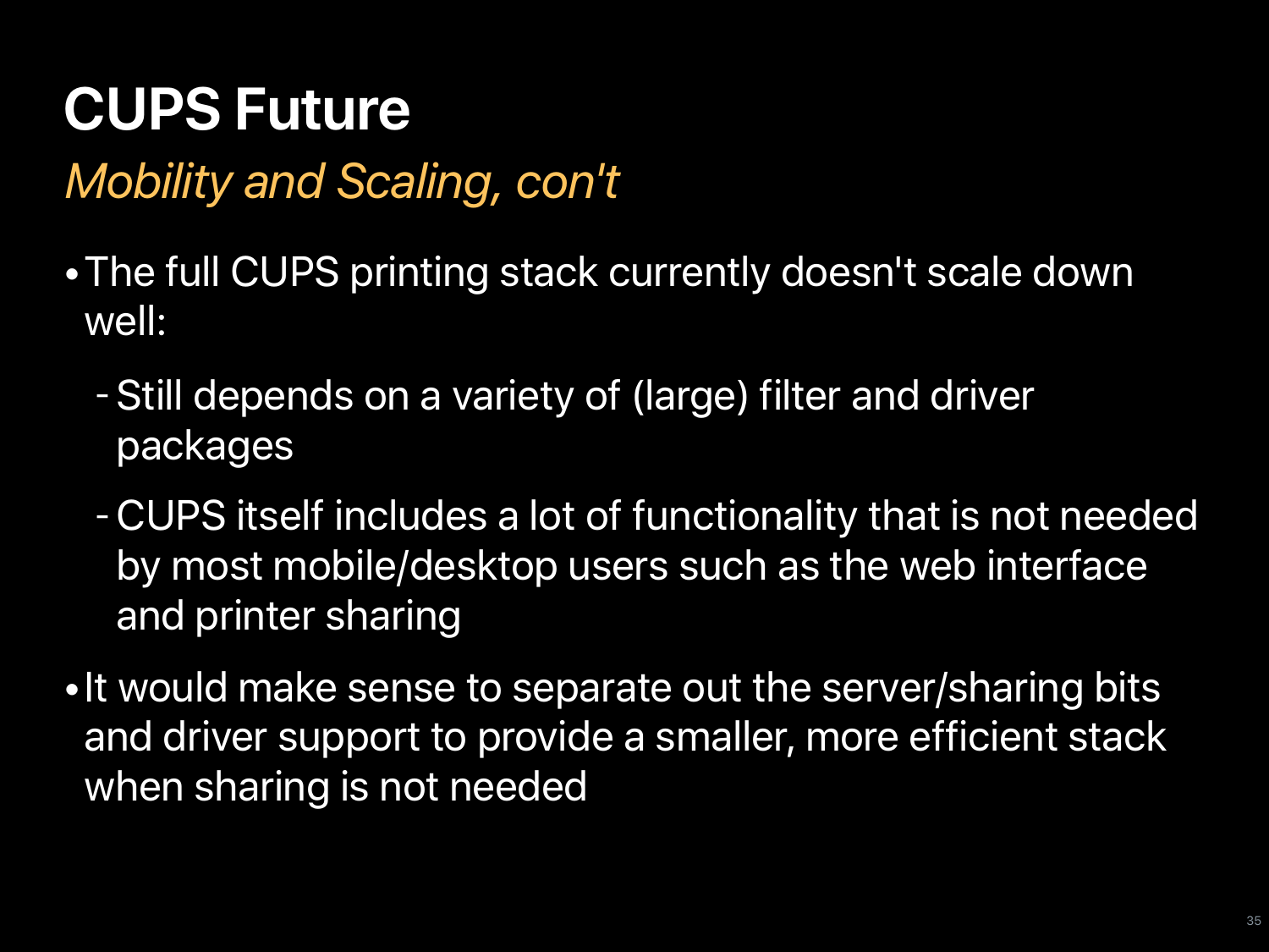# CUPS Future

*Mobility and Scaling, con't*

- The full CUPS printing stack currently doesn't scale down well:
  - Still depends on a variety of (large) filter and driver packages
  - CUPS itself includes a lot of functionality that is not needed by most mobile/desktop users such as the web interface and printer sharing
- It would make sense to separate out the server/sharing bits and driver support to provide a smaller, more efficient stack when sharing is not needed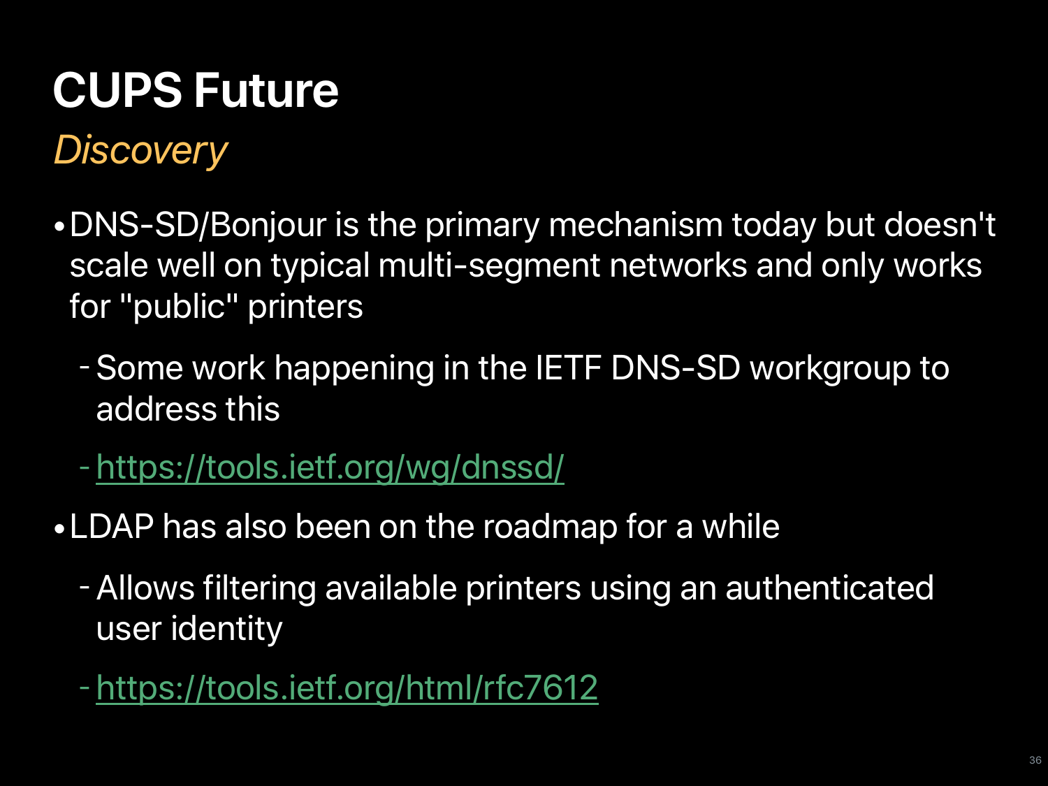# CUPS Future

*Discovery*

- DNS-SD/Bonjour is the primary mechanism today but doesn't scale well on typical multi-segment networks and only works for "public" printers
  - Some work happening in the IETF DNS-SD workgroup to address this
  - https://tools.ietf.org/wg/dnssd/
- LDAP has also been on the roadmap for a while
  - Allows filtering available printers using an authenticated user identity
  - https://tools.ietf.org/html/rfc7612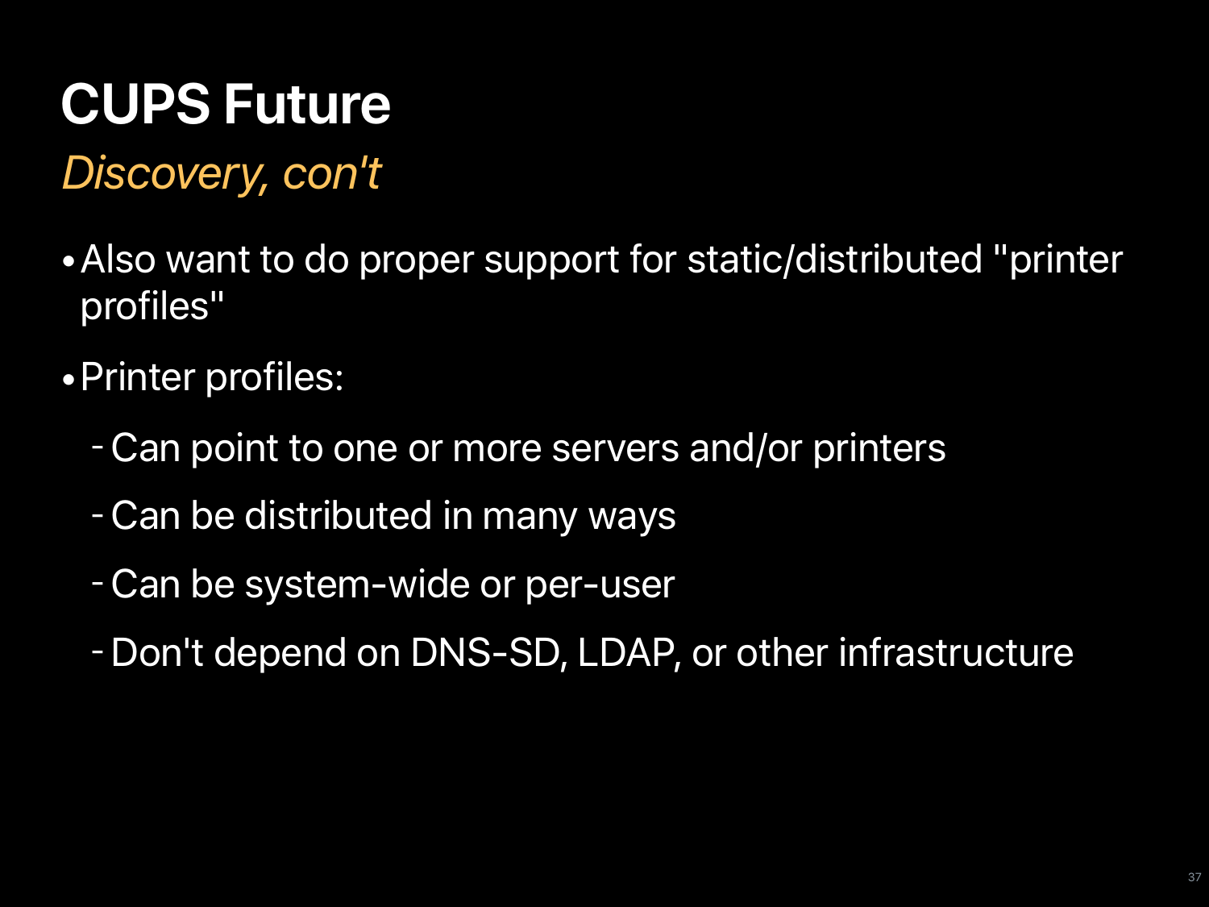# CUPS Future

*Discovery, con't*

- Also want to do proper support for static/distributed "printer profiles"
- Printer profiles:
  - Can point to one or more servers and/or printers
  - Can be distributed in many ways
  - Can be system-wide or per-user
  - Don't depend on DNS-SD, LDAP, or other infrastructure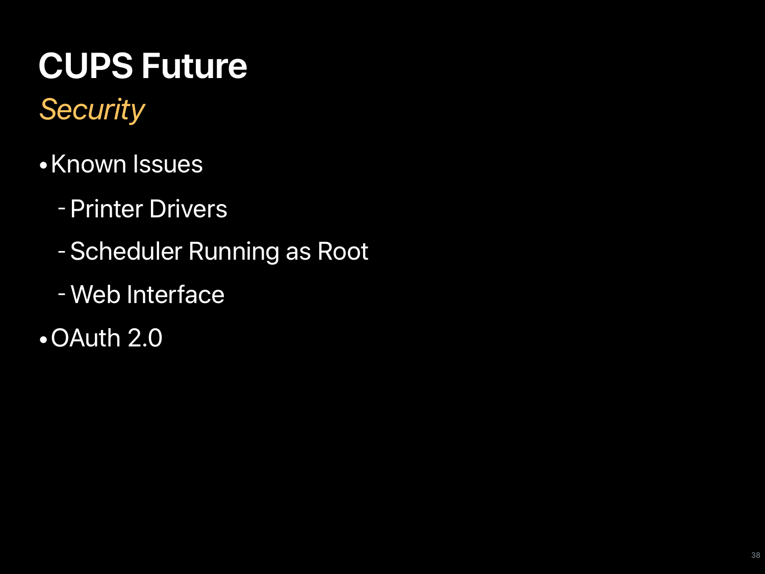# CUPS Future

## *Security*

- Known Issues
  - Printer Drivers
  - Scheduler Running as Root
  - Web Interface
- OAuth 2.0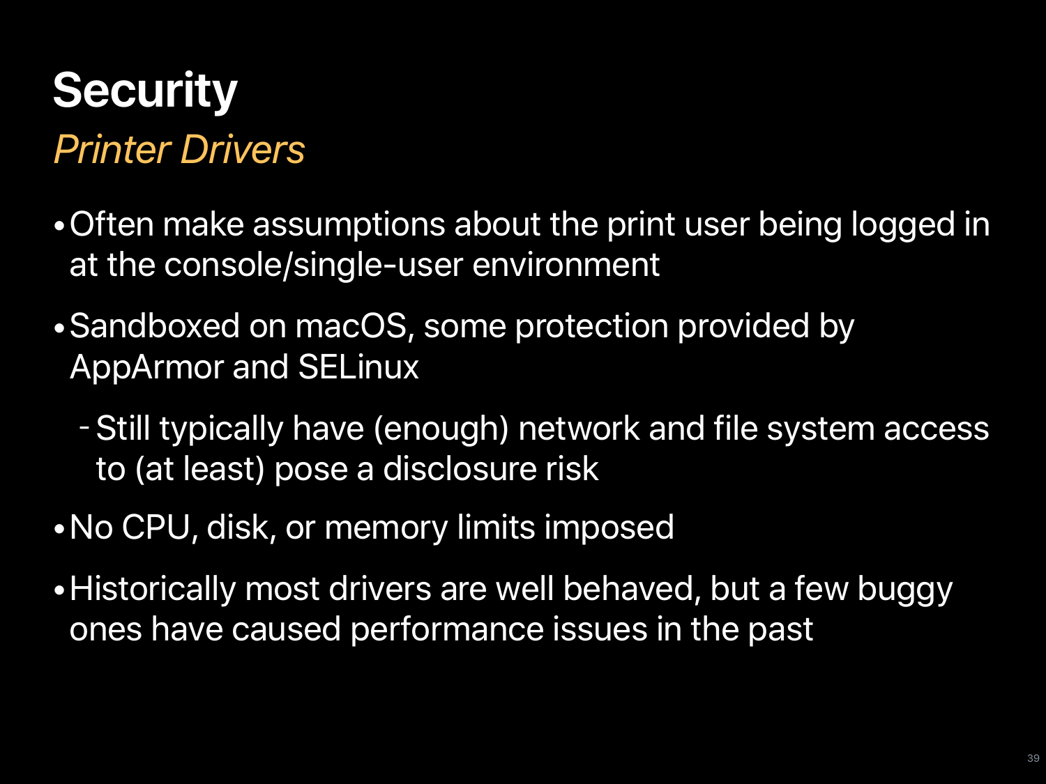# Security

## *Printer Drivers*

- Often make assumptions about the print user being logged in at the console/single-user environment
- Sandboxed on macOS, some protection provided by AppArmor and SELinux
  - Still typically have (enough) network and file system access to (at least) pose a disclosure risk
- No CPU, disk, or memory limits imposed
- Historically most drivers are well behaved, but a few buggy ones have caused performance issues in the past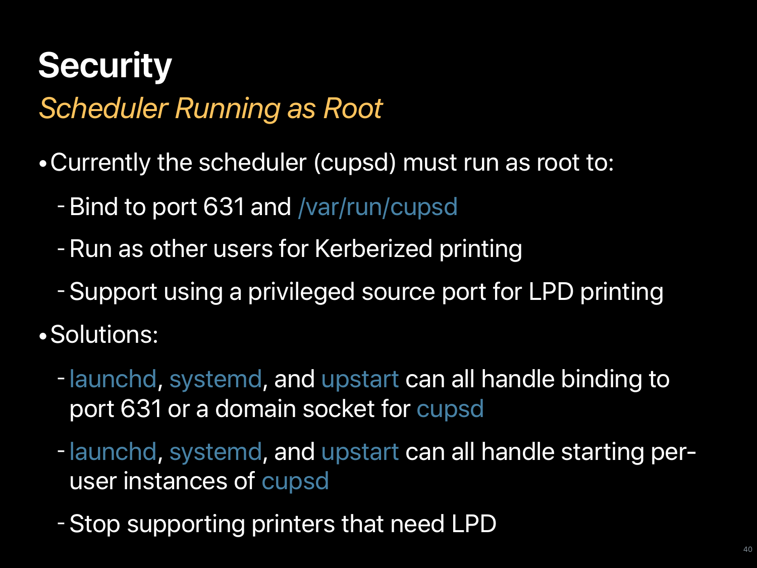# Security

*Scheduler Running as Root*

- Currently the scheduler (cupsd) must run as root to:
  - Bind to port 631 and /var/run/cupsd
  - Run as other users for Kerberized printing
  - Support using a privileged source port for LPD printing
- Solutions:
  - launchd, systemd, and upstart can all handle binding to port 631 or a domain socket for cupsd
  - launchd, systemd, and upstart can all handle starting per-user instances of cupsd
  - Stop supporting printers that need LPD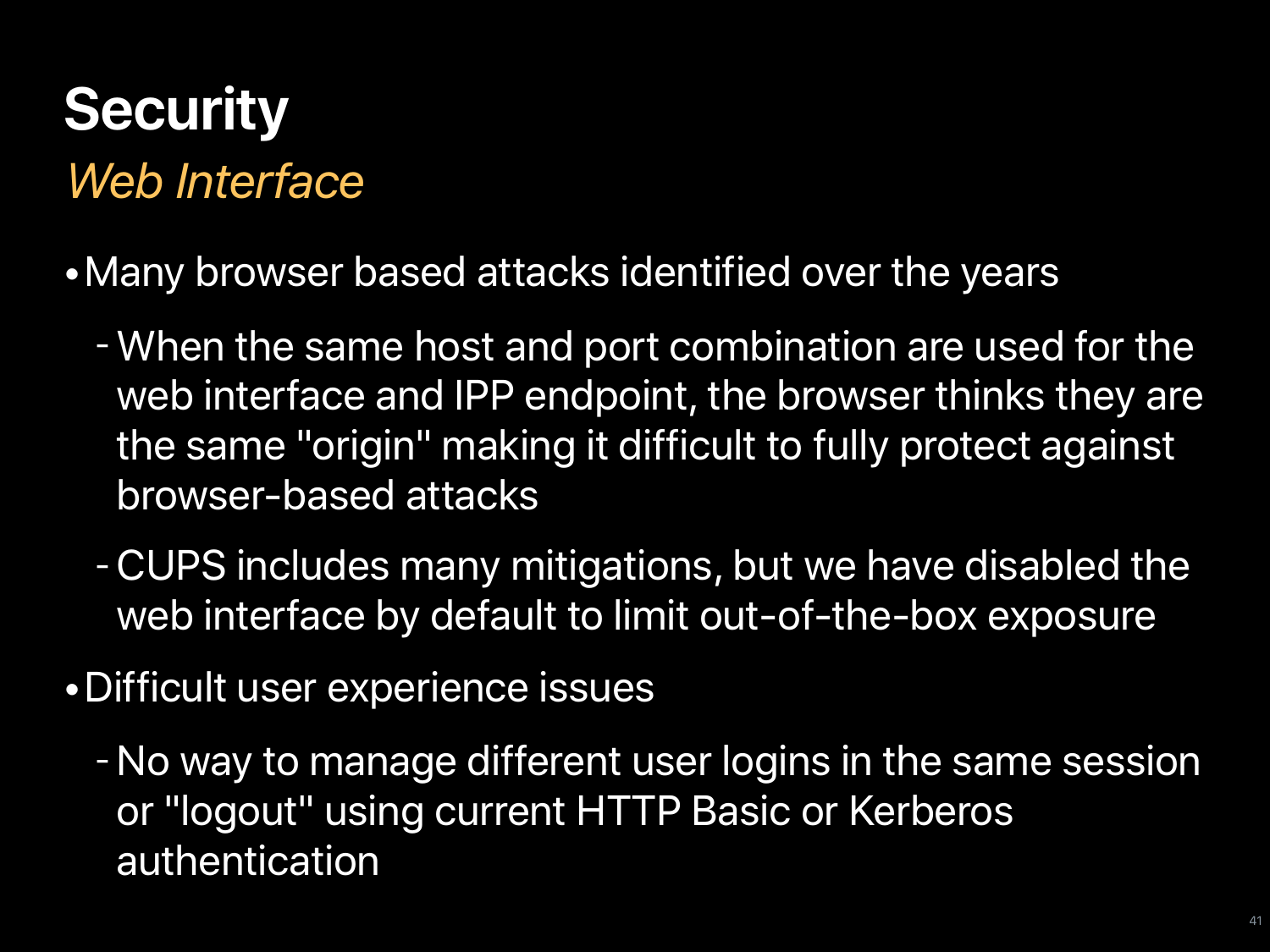# Security

*Web Interface*

- Many browser based attacks identified over the years
  - When the same host and port combination are used for the web interface and IPP endpoint, the browser thinks they are the same "origin" making it difficult to fully protect against browser-based attacks
  - CUPS includes many mitigations, but we have disabled the web interface by default to limit out-of-the-box exposure
- Difficult user experience issues
  - No way to manage different user logins in the same session or "logout" using current HTTP Basic or Kerberos authentication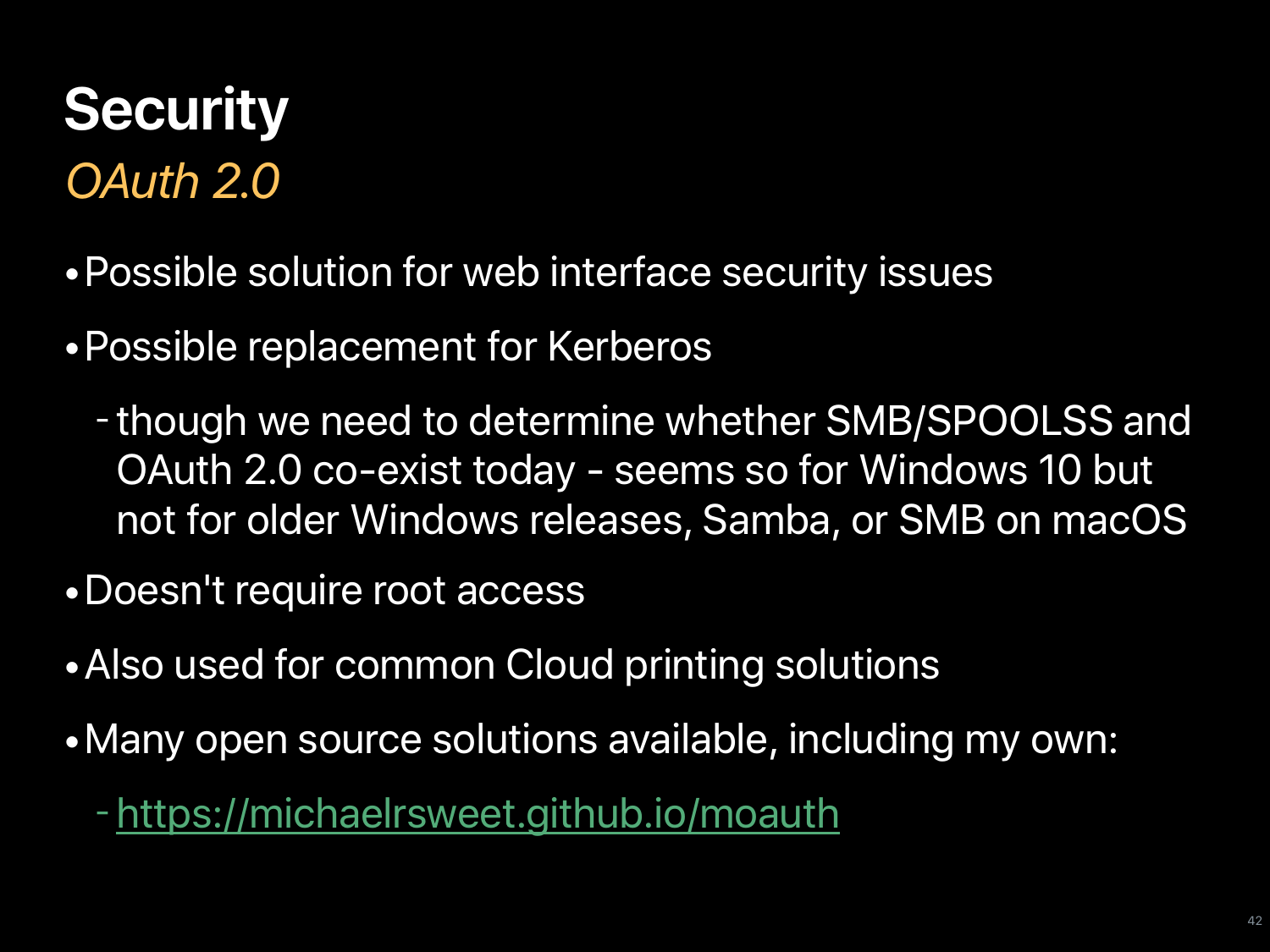# Security

*OAuth 2.0*

- Possible solution for web interface security issues
- Possible replacement for Kerberos
  - though we need to determine whether SMB/SPOOLSS and OAuth 2.0 co-exist today - seems so for Windows 10 but not for older Windows releases, Samba, or SMB on macOS
- Doesn't require root access
- Also used for common Cloud printing solutions
- Many open source solutions available, including my own:
  - [https://michaelrsweet.github.io/moauth](https://michaelrsweet.github.io/moauth)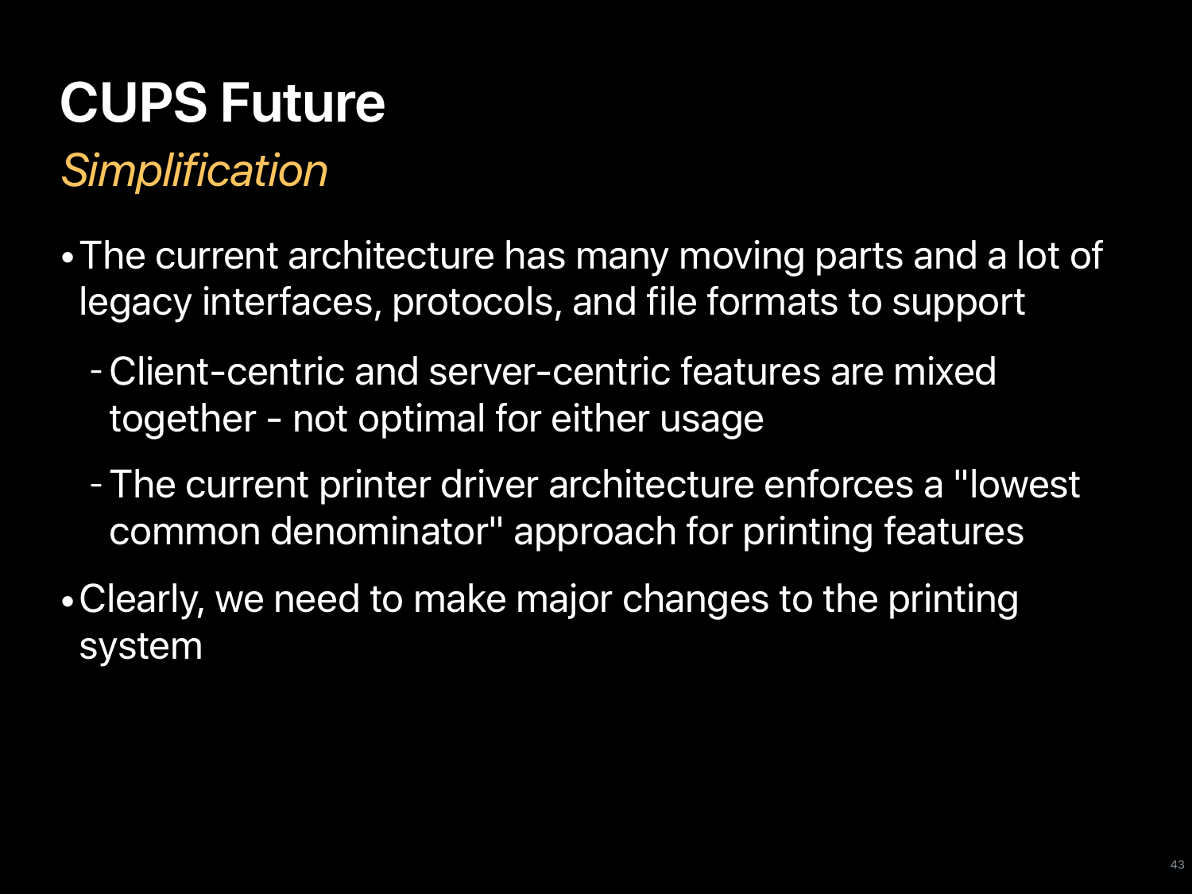# CUPS Future

*Simplification*

- The current architecture has many moving parts and a lot of legacy interfaces, protocols, and file formats to support
    - Client-centric and server-centric features are mixed together - not optimal for either usage
    - The current printer driver architecture enforces a "lowest common denominator" approach for printing features
- Clearly, we need to make major changes to the printing system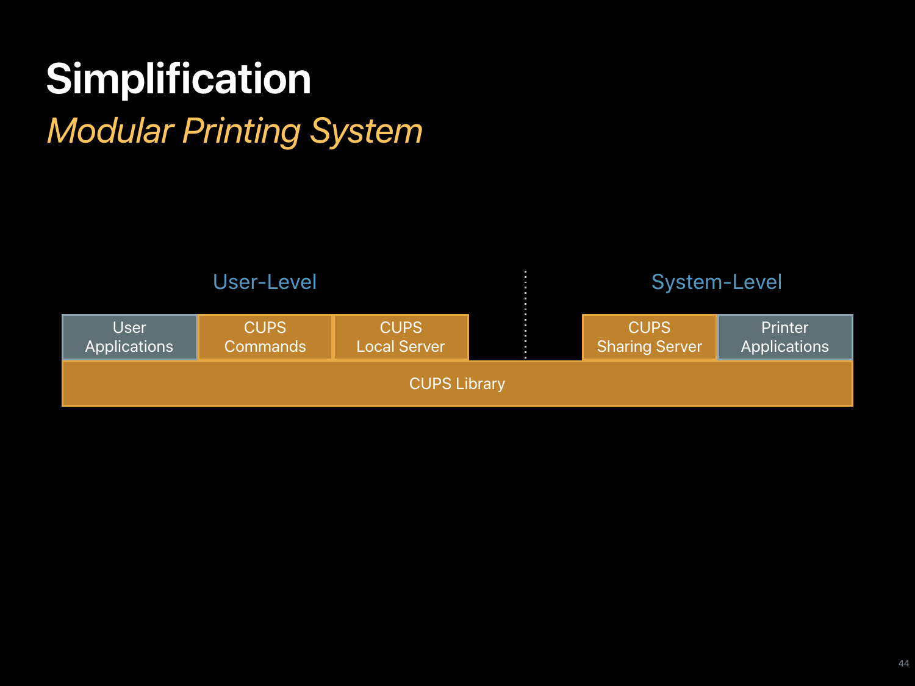# Simplification

## *Modular Printing System*

| User-Level | | | System-Level | |
|---|---|---|---|---|
| User Applications | CUPS Commands | CUPS Local Server | CUPS Sharing Server | Printer Applications |
| CUPS Library | | | | |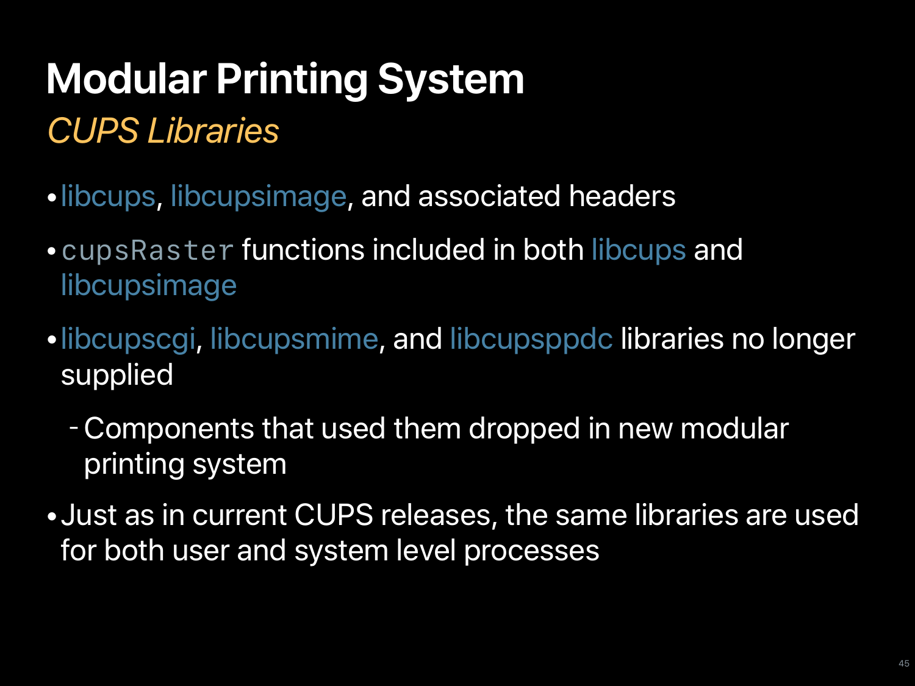# Modular Printing System

## *CUPS Libraries*

- libcups, libcupsimage, and associated headers
- `cupsRaster` functions included in both libcups and libcupsimage
- libcupscgi, libcupsmime, and libcupsppdc libraries no longer supplied
    - Components that used them dropped in new modular printing system
- Just as in current CUPS releases, the same libraries are used for both user and system level processes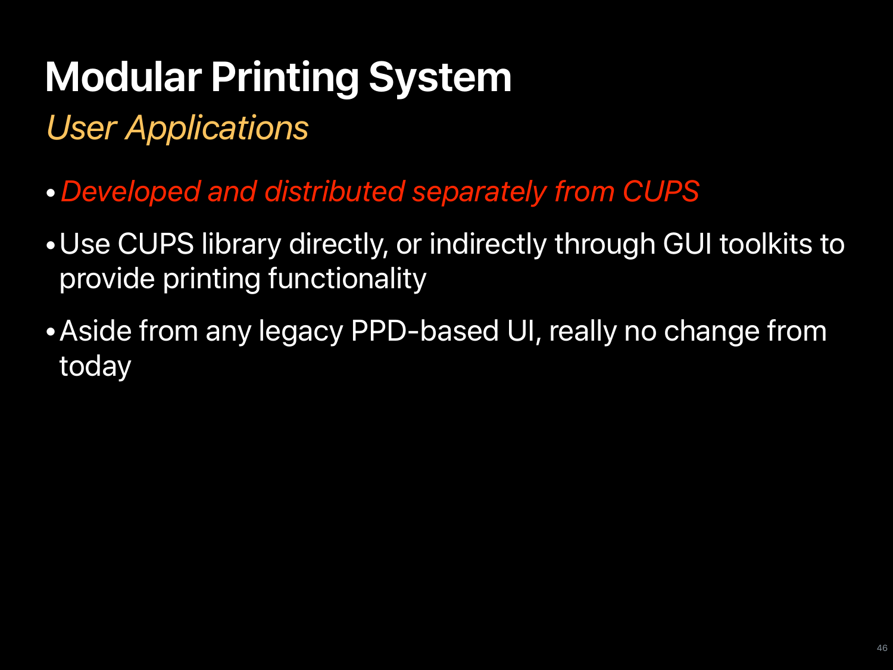# Modular Printing System

*User Applications*

- *Developed and distributed separately from CUPS*
- Use CUPS library directly, or indirectly through GUI toolkits to provide printing functionality
- Aside from any legacy PPD-based UI, really no change from today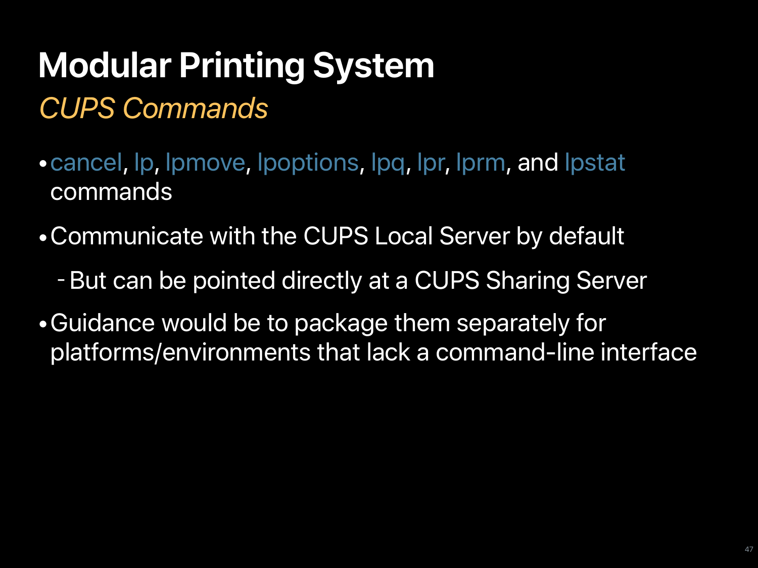# Modular Printing System

## *CUPS Commands*

- cancel, lp, lpmove, lpoptions, lpq, lpr, lprm, and lpstat commands
- Communicate with the CUPS Local Server by default
  - But can be pointed directly at a CUPS Sharing Server
- Guidance would be to package them separately for platforms/environments that lack a command-line interface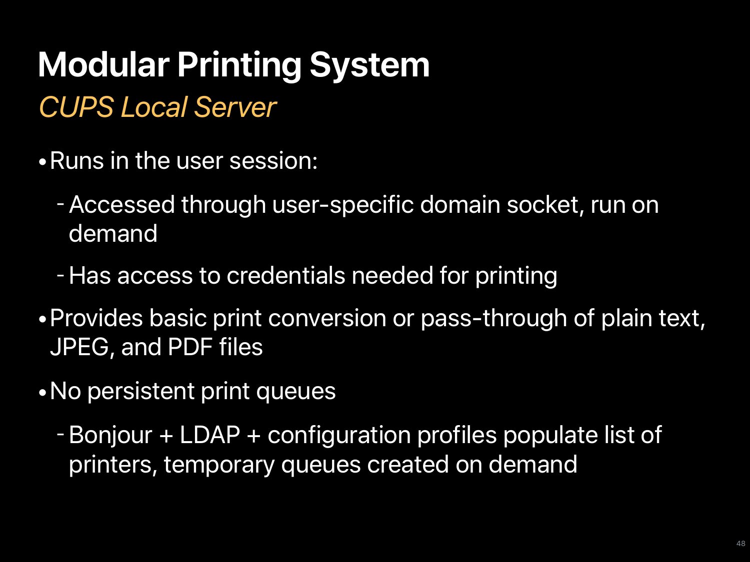# Modular Printing System

## *CUPS Local Server*

- Runs in the user session:
  - Accessed through user-specific domain socket, run on demand
  - Has access to credentials needed for printing
- Provides basic print conversion or pass-through of plain text, JPEG, and PDF files
- No persistent print queues
  - Bonjour + LDAP + configuration profiles populate list of printers, temporary queues created on demand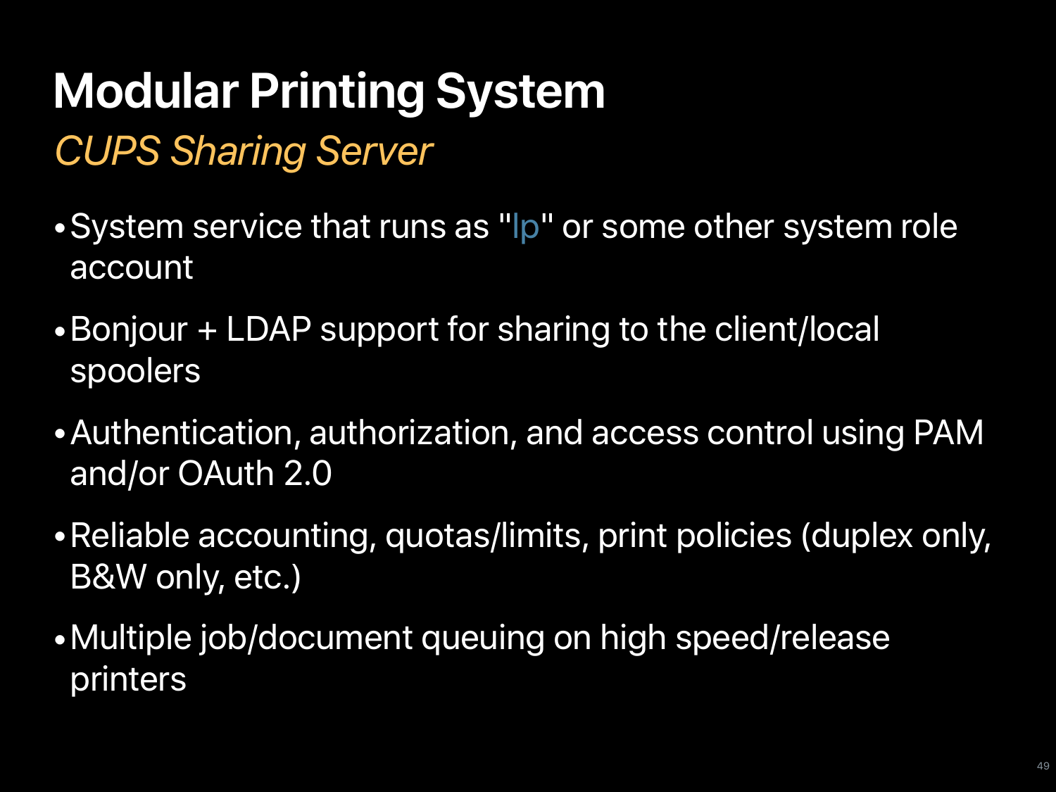# Modular Printing System

*CUPS Sharing Server*

- System service that runs as "lp" or some other system role account
- Bonjour + LDAP support for sharing to the client/local spoolers
- Authentication, authorization, and access control using PAM and/or OAuth 2.0
- Reliable accounting, quotas/limits, print policies (duplex only, B&W only, etc.)
- Multiple job/document queuing on high speed/release printers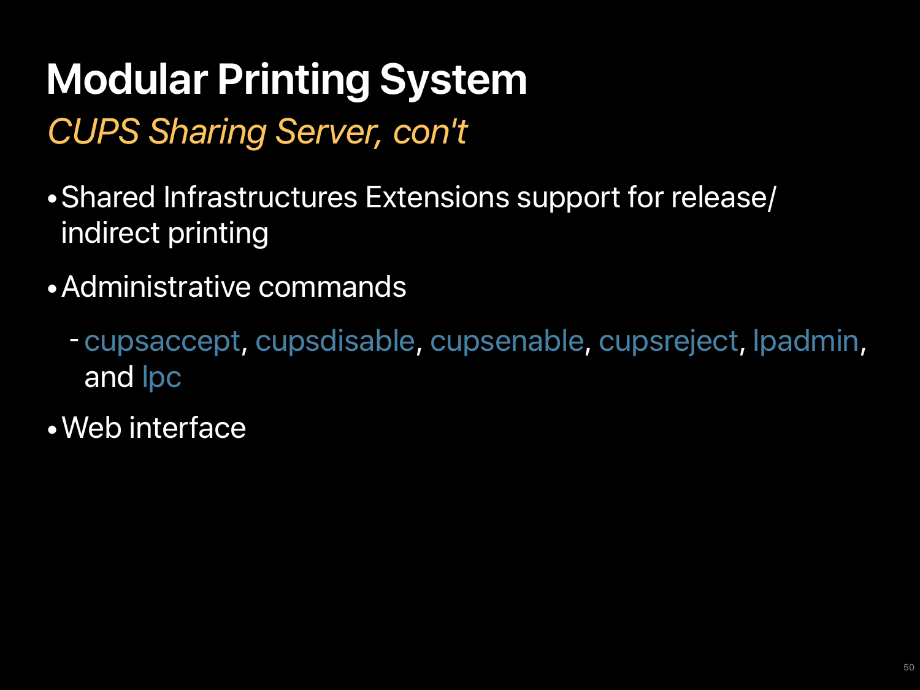# Modular Printing System

*CUPS Sharing Server, con't*

- Shared Infrastructures Extensions support for release/indirect printing
- Administrative commands
  - cupsaccept, cupsdisable, cupsenable, cupsreject, lpadmin, and lpc
- Web interface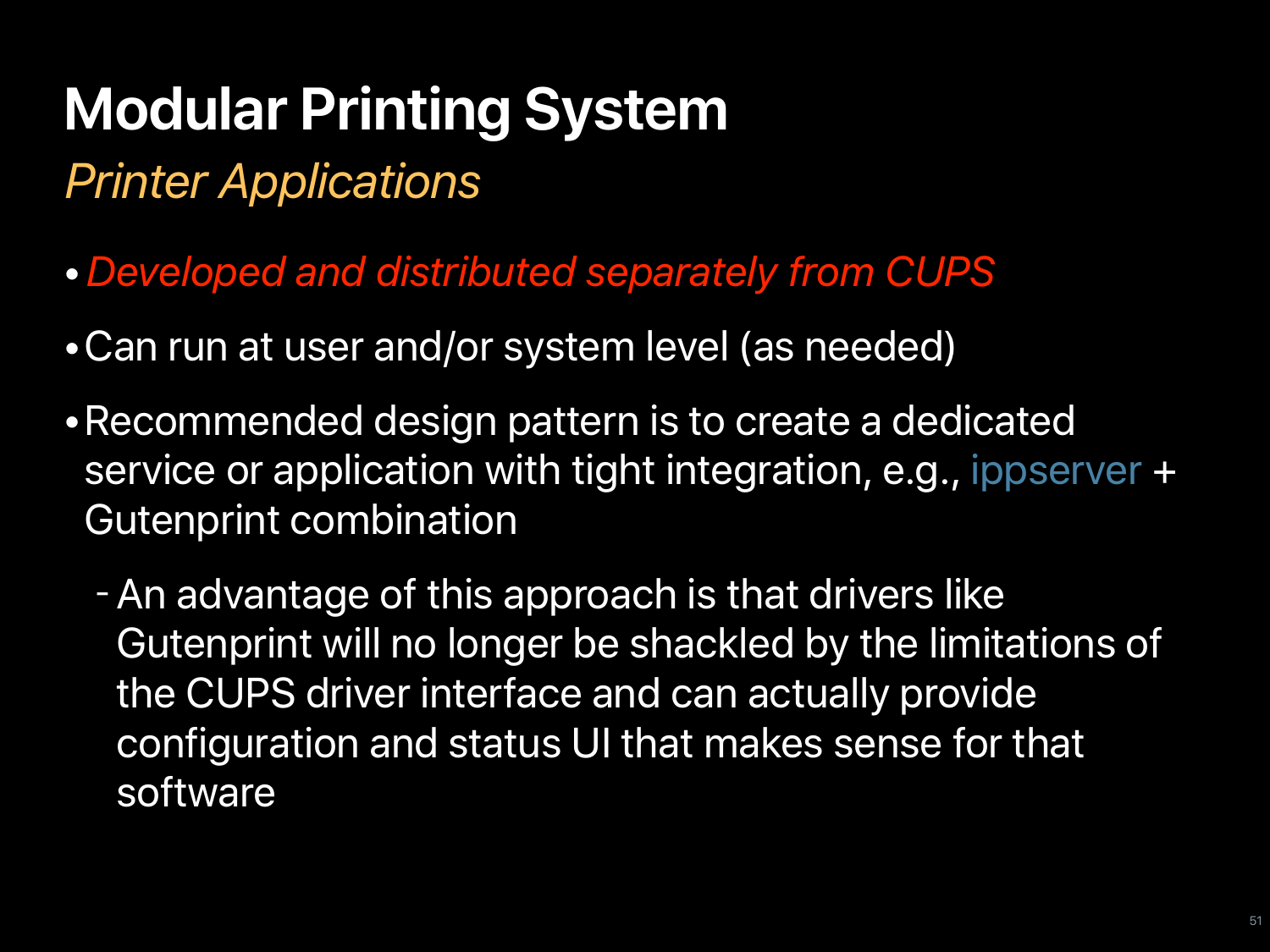# Modular Printing System

*Printer Applications*

- *Developed and distributed separately from CUPS*
- Can run at user and/or system level (as needed)
- Recommended design pattern is to create a dedicated service or application with tight integration, e.g., ippserver + Gutenprint combination
  - An advantage of this approach is that drivers like Gutenprint will no longer be shackled by the limitations of the CUPS driver interface and can actually provide configuration and status UI that makes sense for that software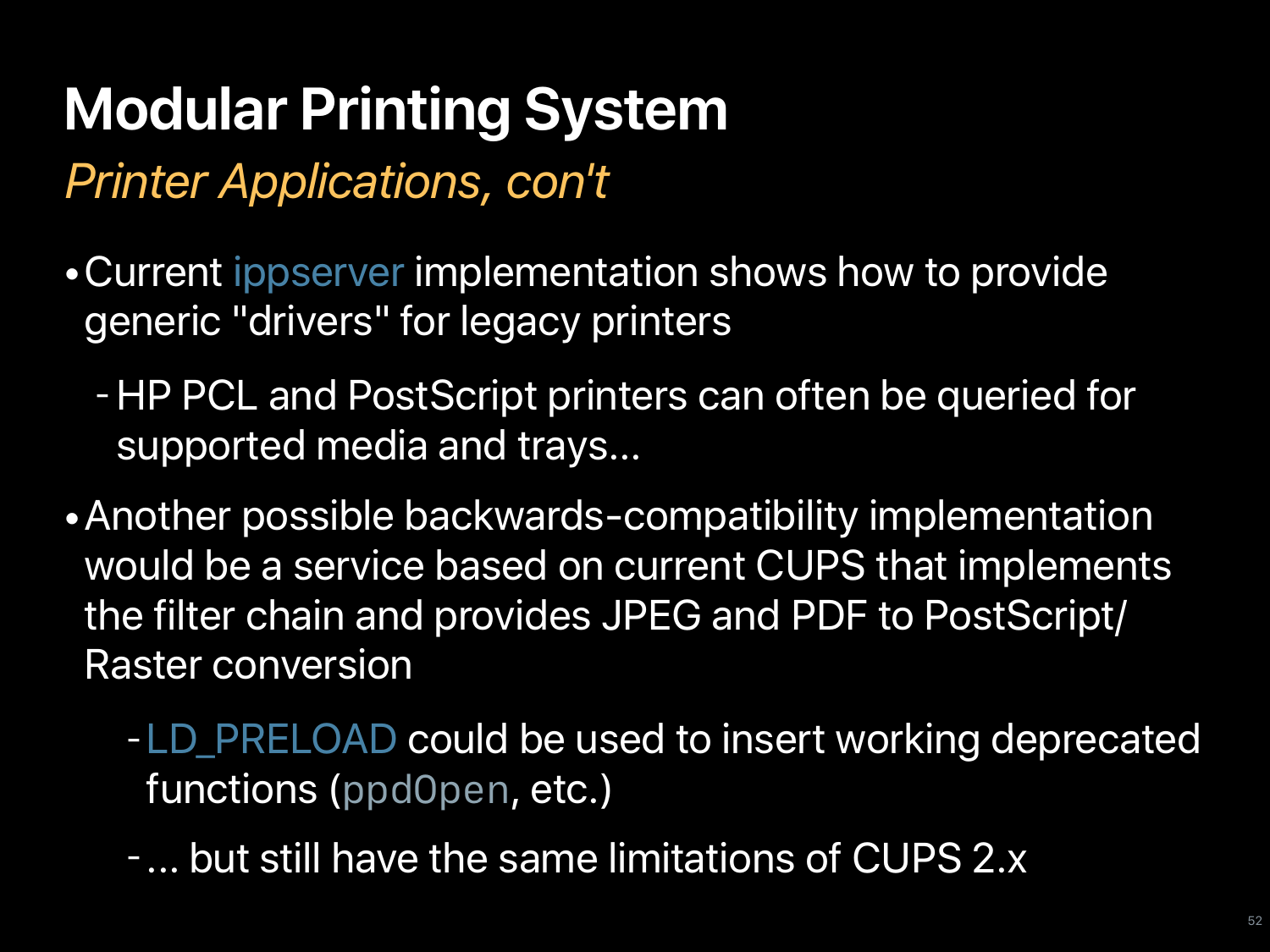# Modular Printing System

*Printer Applications, con't*

- Current ippserver implementation shows how to provide generic "drivers" for legacy printers
    - HP PCL and PostScript printers can often be queried for supported media and trays...
- Another possible backwards-compatibility implementation would be a service based on current CUPS that implements the filter chain and provides JPEG and PDF to PostScript/ Raster conversion
    - LD_PRELOAD could be used to insert working deprecated functions (`ppdOpen`, etc.)
    - ... but still have the same limitations of CUPS 2.x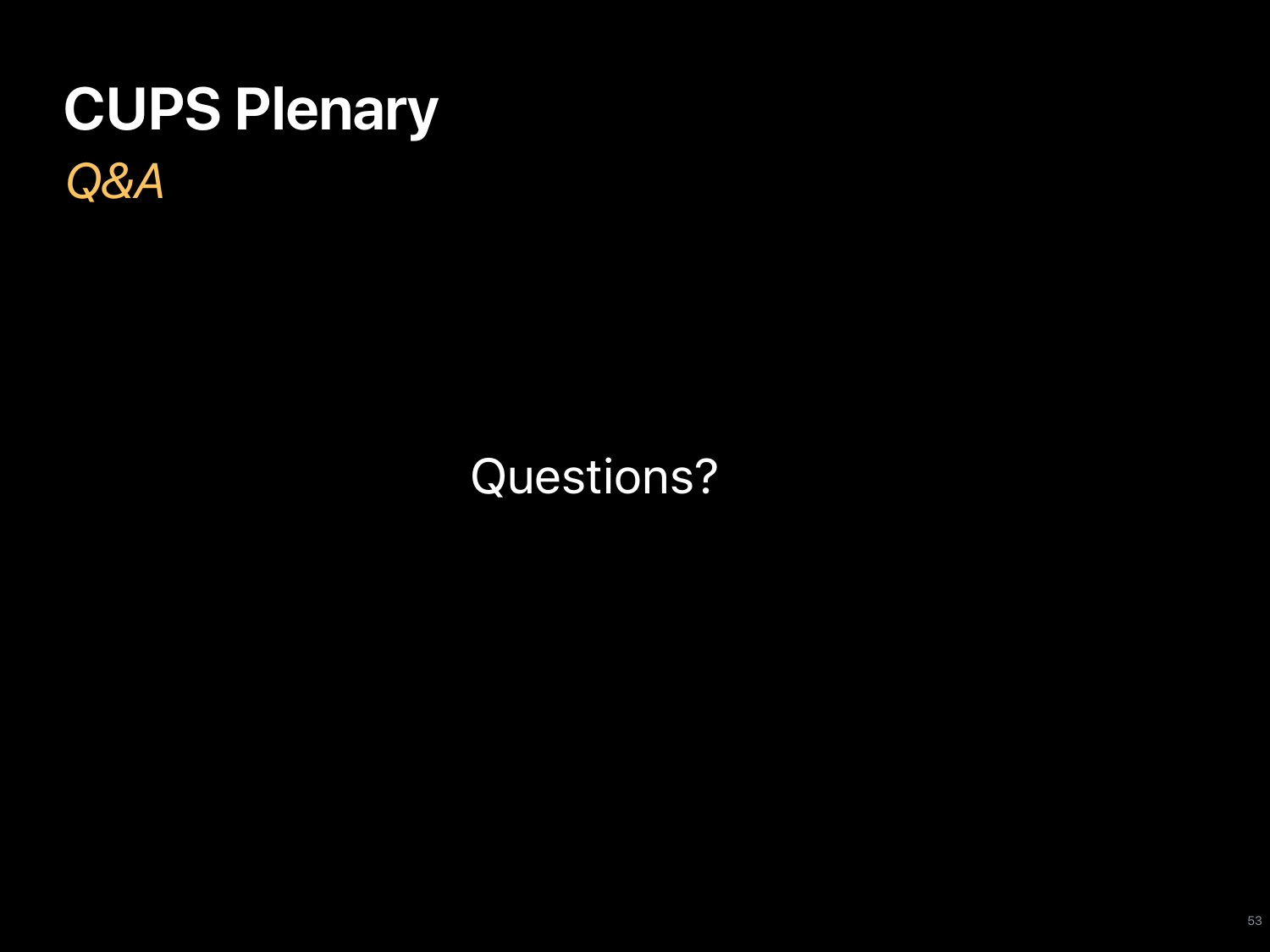# CUPS Plenary

*Q&A*

Questions?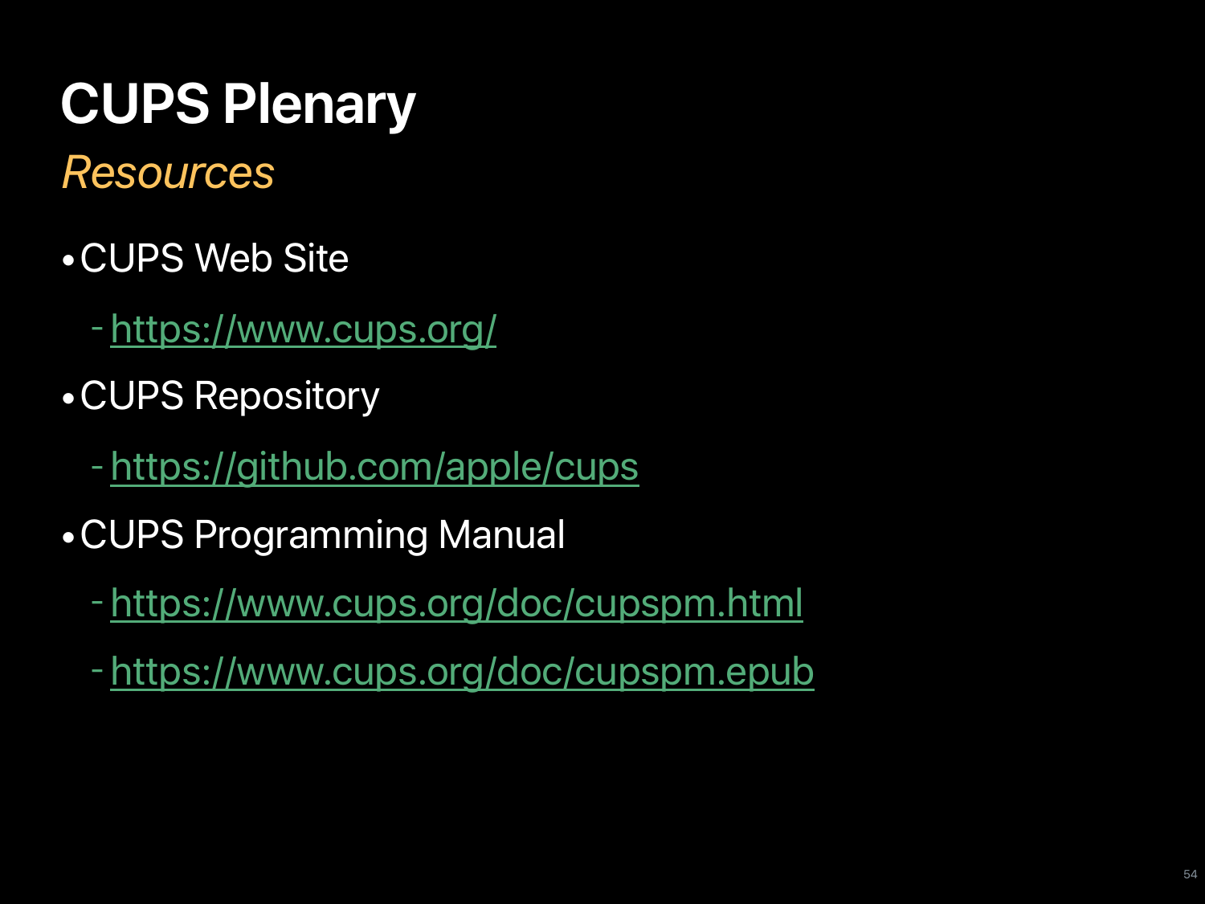# CUPS Plenary

## *Resources*

- CUPS Web Site
  - https://www.cups.org/
- CUPS Repository
  - https://github.com/apple/cups
- CUPS Programming Manual
  - https://www.cups.org/doc/cupspm.html
  - https://www.cups.org/doc/cupspm.epub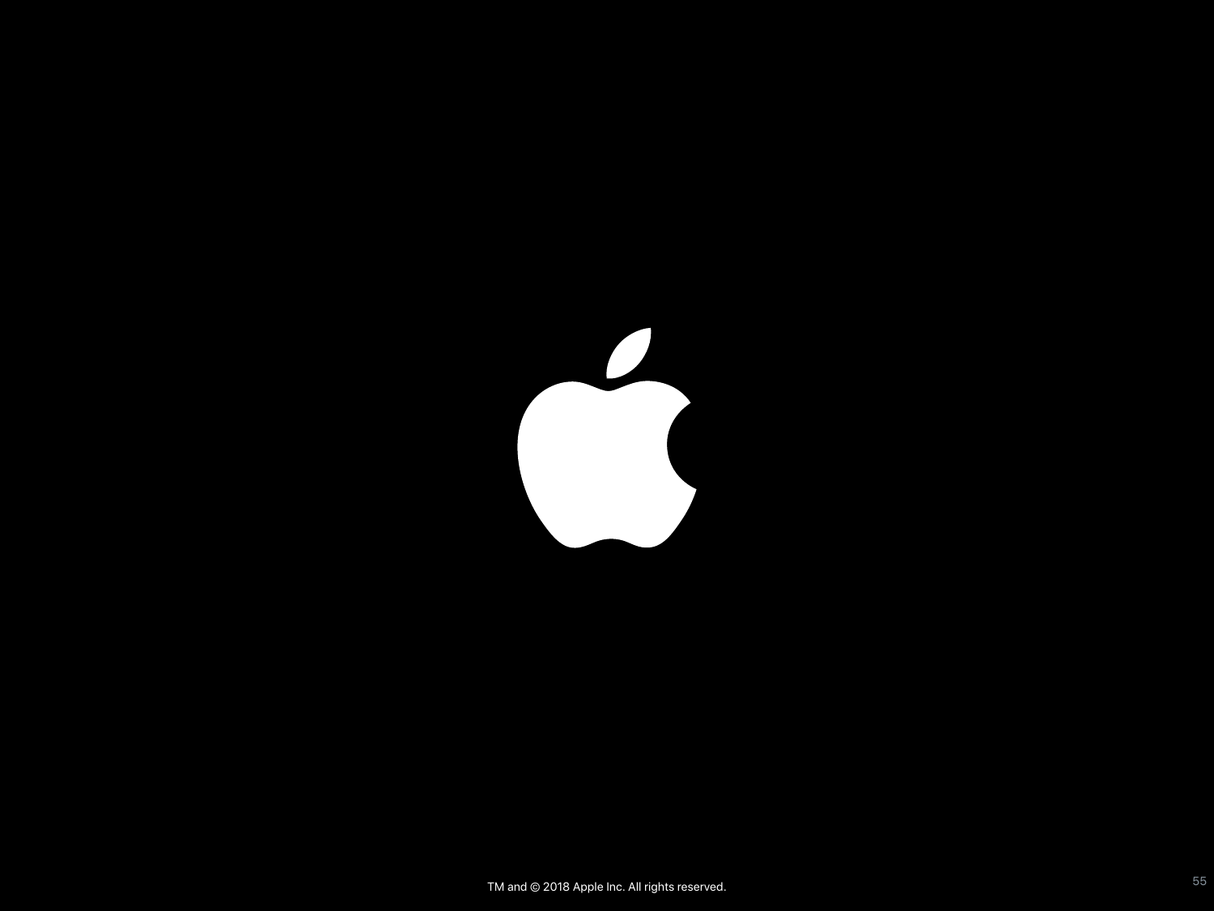TM and © 2018 Apple Inc. All rights reserved.